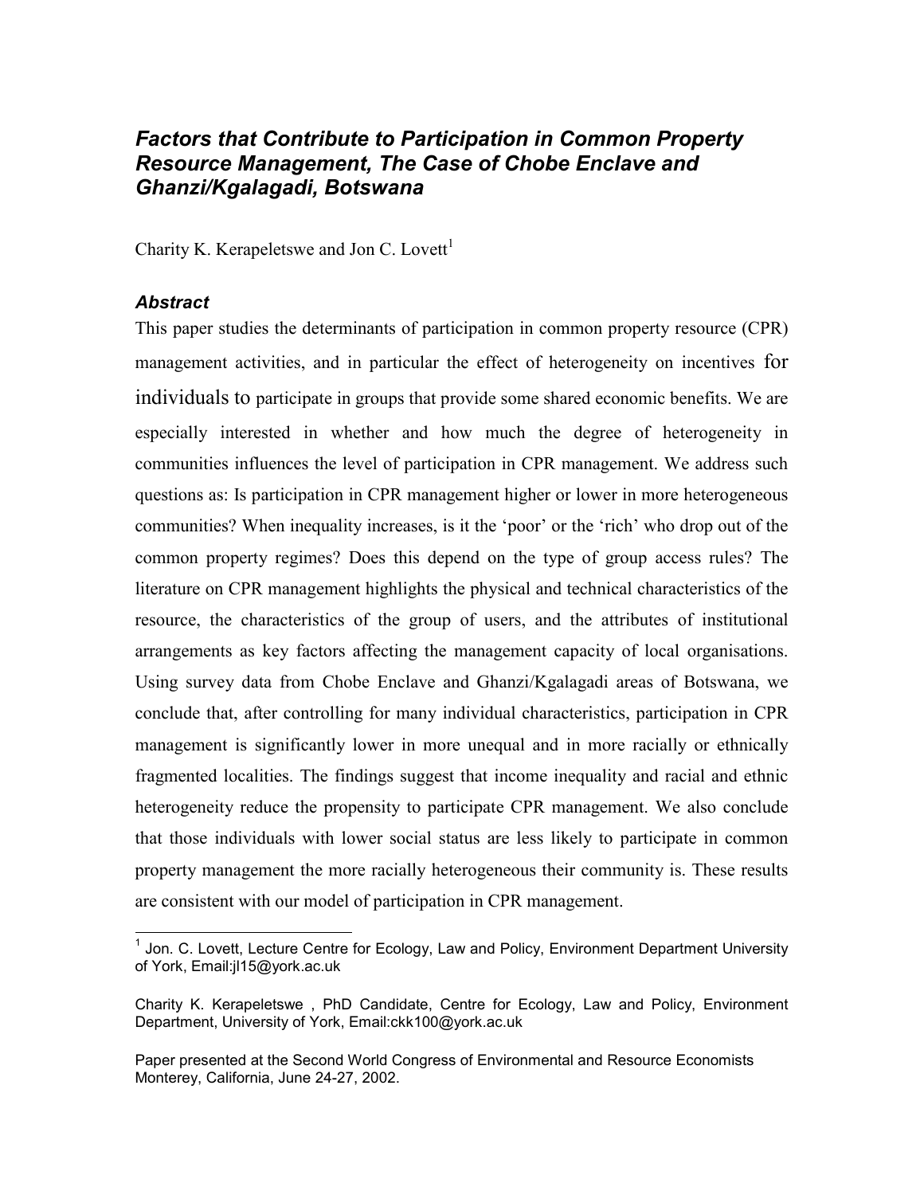# *Factors that Contribute to Participation in Common Property Resource Management, The Case of Chobe Enclave and Ghanzi/Kgalagadi, Botswana*

Charity K. Kerapeletswe and Jon C. Lovett[1]

### *Abstract*

This paper studies the determinants of participation in common property resource (CPR) management activities, and in particular the effect of heterogeneity on incentives for individuals to participate in groups that provide some shared economic benefits. We are especially interested in whether and how much the degree of heterogeneity in communities influences the level of participation in CPR management. We address such questions as: Is participation in CPR management higher or lower in more heterogeneous communities? When inequality increases, is it the 'poor' or the 'rich' who drop out of the common property regimes? Does this depend on the type of group access rules? The literature on CPR management highlights the physical and technical characteristics of the resource, the characteristics of the group of users, and the attributes of institutional arrangements as key factors affecting the management capacity of local organisations. Using survey data from Chobe Enclave and Ghanzi/Kgalagadi areas of Botswana, we conclude that, after controlling for many individual characteristics, participation in CPR management is significantly lower in more unequal and in more racially or ethnically fragmented localities. The findings suggest that income inequality and racial and ethnic heterogeneity reduce the propensity to participate CPR management. We also conclude that those individuals with lower social status are less likely to participate in common property management the more racially heterogeneous their community is. These results are consistent with our model of participation in CPR management.

---

[1] Jon. C. Lovett, Lecture Centre for Ecology, Law and Policy, Environment Department University of York, Email:jl15@york.ac.uk

Charity K. Kerapeletswe , PhD Candidate, Centre for Ecology, Law and Policy, Environment Department, University of York, Email:ckk100@york.ac.uk

Paper presented at the Second World Congress of Environmental and Resource Economists Monterey, California, June 24-27, 2002.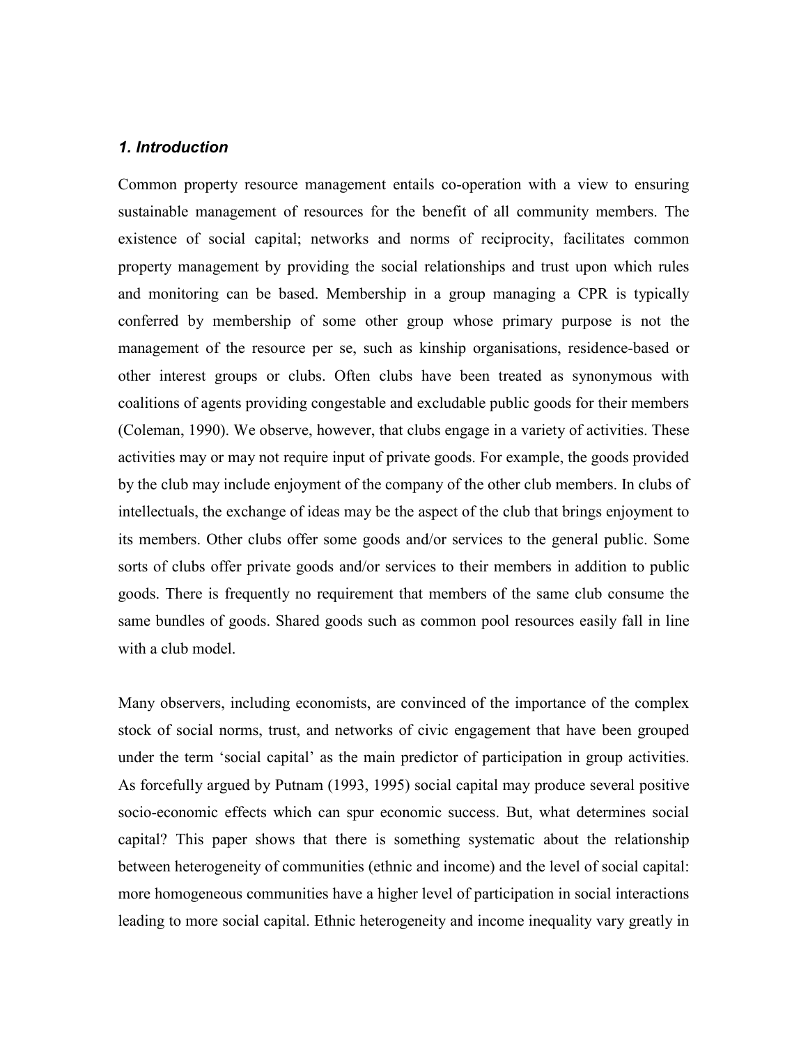### *1. Introduction*

Common property resource management entails co-operation with a view to ensuring sustainable management of resources for the benefit of all community members. The existence of social capital; networks and norms of reciprocity, facilitates common property management by providing the social relationships and trust upon which rules and monitoring can be based. Membership in a group managing a CPR is typically conferred by membership of some other group whose primary purpose is not the management of the resource per se, such as kinship organisations, residence-based or other interest groups or clubs. Often clubs have been treated as synonymous with coalitions of agents providing congestable and excludable public goods for their members (Coleman, 1990). We observe, however, that clubs engage in a variety of activities. These activities may or may not require input of private goods. For example, the goods provided by the club may include enjoyment of the company of the other club members. In clubs of intellectuals, the exchange of ideas may be the aspect of the club that brings enjoyment to its members. Other clubs offer some goods and/or services to the general public. Some sorts of clubs offer private goods and/or services to their members in addition to public goods. There is frequently no requirement that members of the same club consume the same bundles of goods. Shared goods such as common pool resources easily fall in line with a club model.

Many observers, including economists, are convinced of the importance of the complex stock of social norms, trust, and networks of civic engagement that have been grouped under the term 'social capital' as the main predictor of participation in group activities. As forcefully argued by Putnam (1993, 1995) social capital may produce several positive socio-economic effects which can spur economic success. But, what determines social capital? This paper shows that there is something systematic about the relationship between heterogeneity of communities (ethnic and income) and the level of social capital: more homogeneous communities have a higher level of participation in social interactions leading to more social capital. Ethnic heterogeneity and income inequality vary greatly in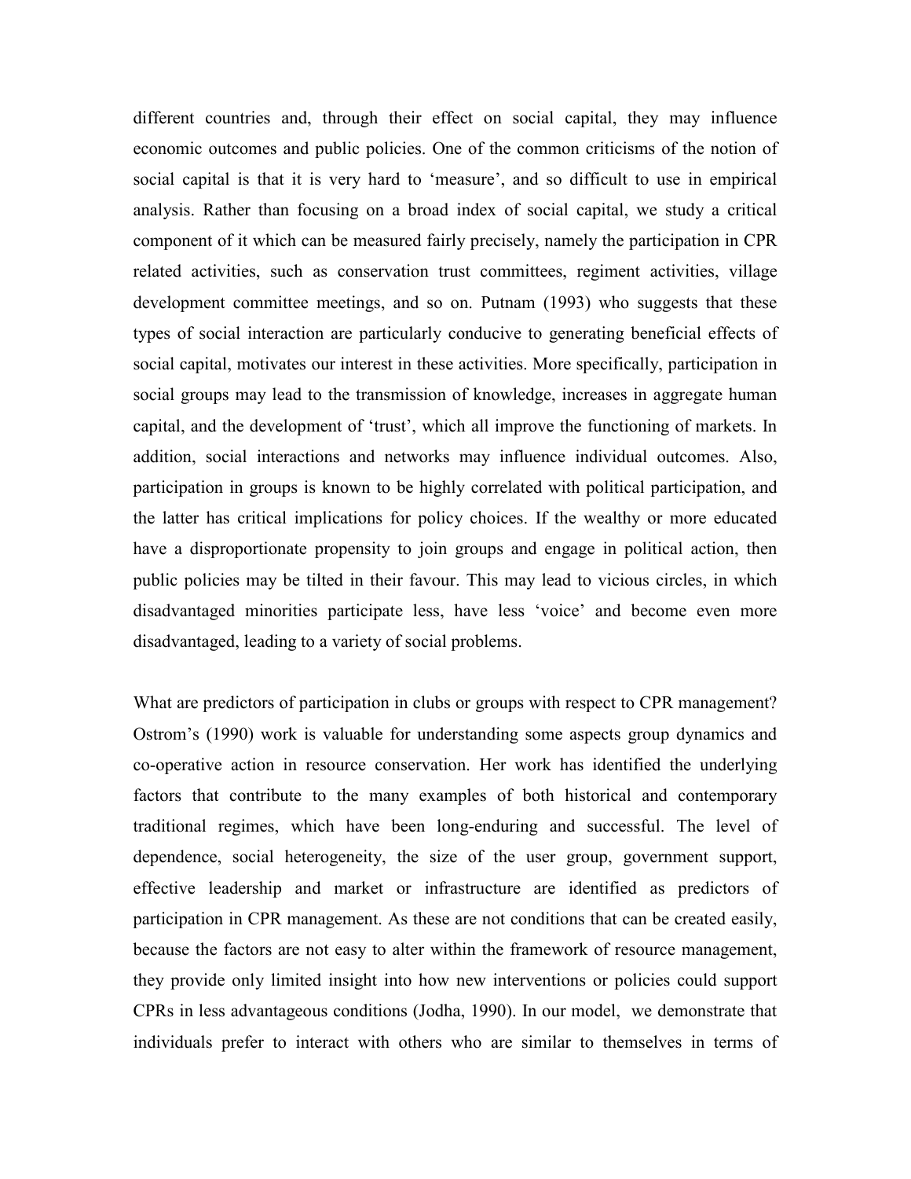different countries and, through their effect on social capital, they may influence economic outcomes and public policies. One of the common criticisms of the notion of social capital is that it is very hard to 'measure', and so difficult to use in empirical analysis. Rather than focusing on a broad index of social capital, we study a critical component of it which can be measured fairly precisely, namely the participation in CPR related activities, such as conservation trust committees, regiment activities, village development committee meetings, and so on. Putnam (1993) who suggests that these types of social interaction are particularly conducive to generating beneficial effects of social capital, motivates our interest in these activities. More specifically, participation in social groups may lead to the transmission of knowledge, increases in aggregate human capital, and the development of 'trust', which all improve the functioning of markets. In addition, social interactions and networks may influence individual outcomes. Also, participation in groups is known to be highly correlated with political participation, and the latter has critical implications for policy choices. If the wealthy or more educated have a disproportionate propensity to join groups and engage in political action, then public policies may be tilted in their favour. This may lead to vicious circles, in which disadvantaged minorities participate less, have less 'voice' and become even more disadvantaged, leading to a variety of social problems.

What are predictors of participation in clubs or groups with respect to CPR management? Ostrom's (1990) work is valuable for understanding some aspects group dynamics and co-operative action in resource conservation. Her work has identified the underlying factors that contribute to the many examples of both historical and contemporary traditional regimes, which have been long-enduring and successful. The level of dependence, social heterogeneity, the size of the user group, government support, effective leadership and market or infrastructure are identified as predictors of participation in CPR management. As these are not conditions that can be created easily, because the factors are not easy to alter within the framework of resource management, they provide only limited insight into how new interventions or policies could support CPRs in less advantageous conditions (Jodha, 1990). In our model, we demonstrate that individuals prefer to interact with others who are similar to themselves in terms of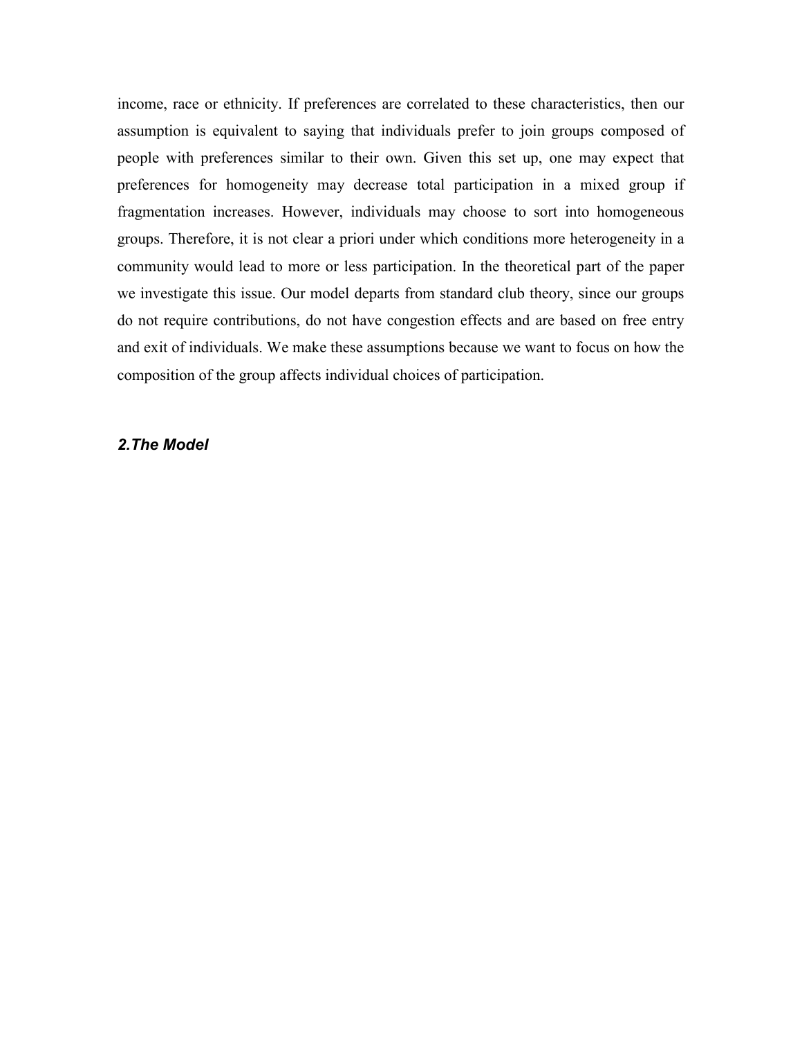income, race or ethnicity. If preferences are correlated to these characteristics, then our assumption is equivalent to saying that individuals prefer to join groups composed of people with preferences similar to their own. Given this set up, one may expect that preferences for homogeneity may decrease total participation in a mixed group if fragmentation increases. However, individuals may choose to sort into homogeneous groups. Therefore, it is not clear a priori under which conditions more heterogeneity in a community would lead to more or less participation. In the theoretical part of the paper we investigate this issue. Our model departs from standard club theory, since our groups do not require contributions, do not have congestion effects and are based on free entry and exit of individuals. We make these assumptions because we want to focus on how the composition of the group affects individual choices of participation.

## *2.The Model*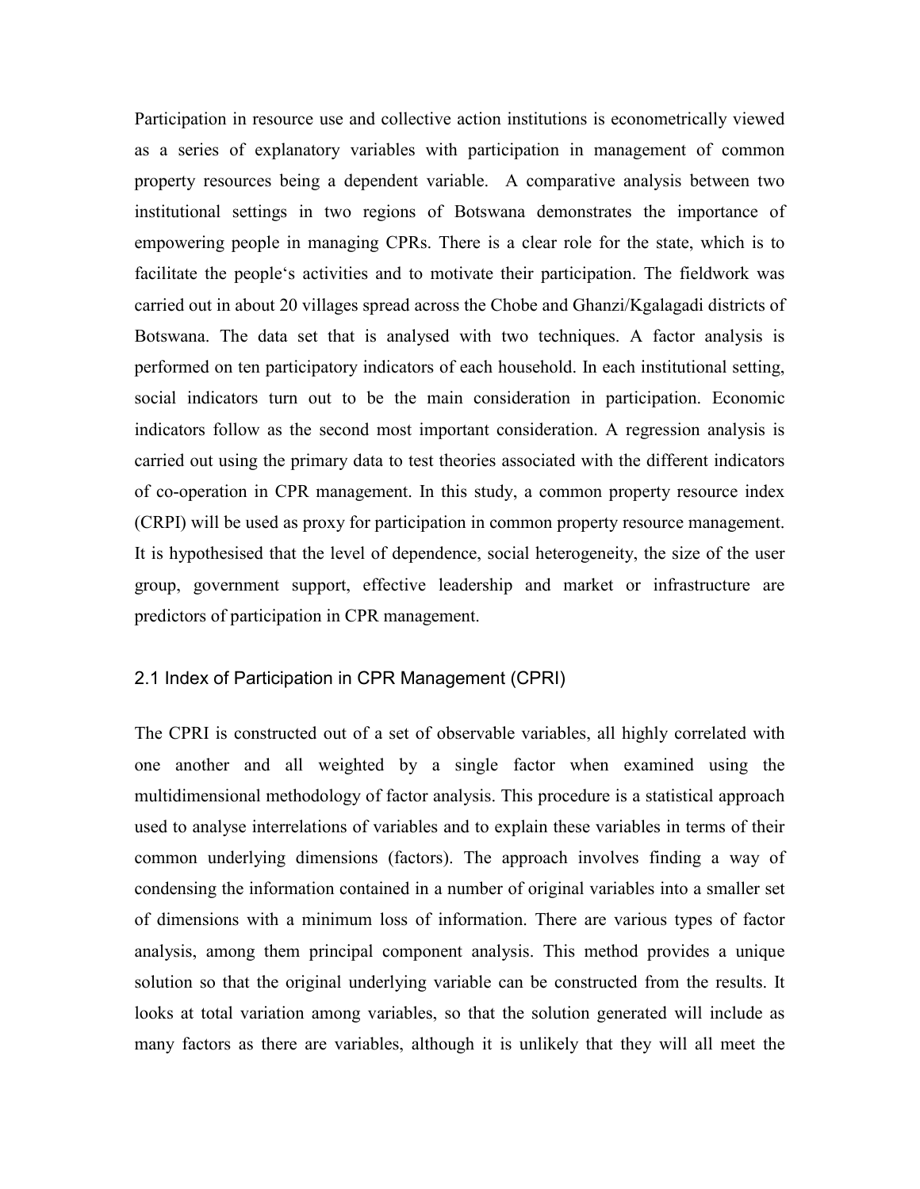Participation in resource use and collective action institutions is econometrically viewed as a series of explanatory variables with participation in management of common property resources being a dependent variable. A comparative analysis between two institutional settings in two regions of Botswana demonstrates the importance of empowering people in managing CPRs. There is a clear role for the state, which is to facilitate the people's activities and to motivate their participation. The fieldwork was carried out in about 20 villages spread across the Chobe and Ghanzi/Kgalagadi districts of Botswana. The data set that is analysed with two techniques. A factor analysis is performed on ten participatory indicators of each household. In each institutional setting, social indicators turn out to be the main consideration in participation. Economic indicators follow as the second most important consideration. A regression analysis is carried out using the primary data to test theories associated with the different indicators of co-operation in CPR management. In this study, a common property resource index (CRPI) will be used as proxy for participation in common property resource management. It is hypothesised that the level of dependence, social heterogeneity, the size of the user group, government support, effective leadership and market or infrastructure are predictors of participation in CPR management.

## 2.1 Index of Participation in CPR Management (CPRI)

The CPRI is constructed out of a set of observable variables, all highly correlated with one another and all weighted by a single factor when examined using the multidimensional methodology of factor analysis. This procedure is a statistical approach used to analyse interrelations of variables and to explain these variables in terms of their common underlying dimensions (factors). The approach involves finding a way of condensing the information contained in a number of original variables into a smaller set of dimensions with a minimum loss of information. There are various types of factor analysis, among them principal component analysis. This method provides a unique solution so that the original underlying variable can be constructed from the results. It looks at total variation among variables, so that the solution generated will include as many factors as there are variables, although it is unlikely that they will all meet the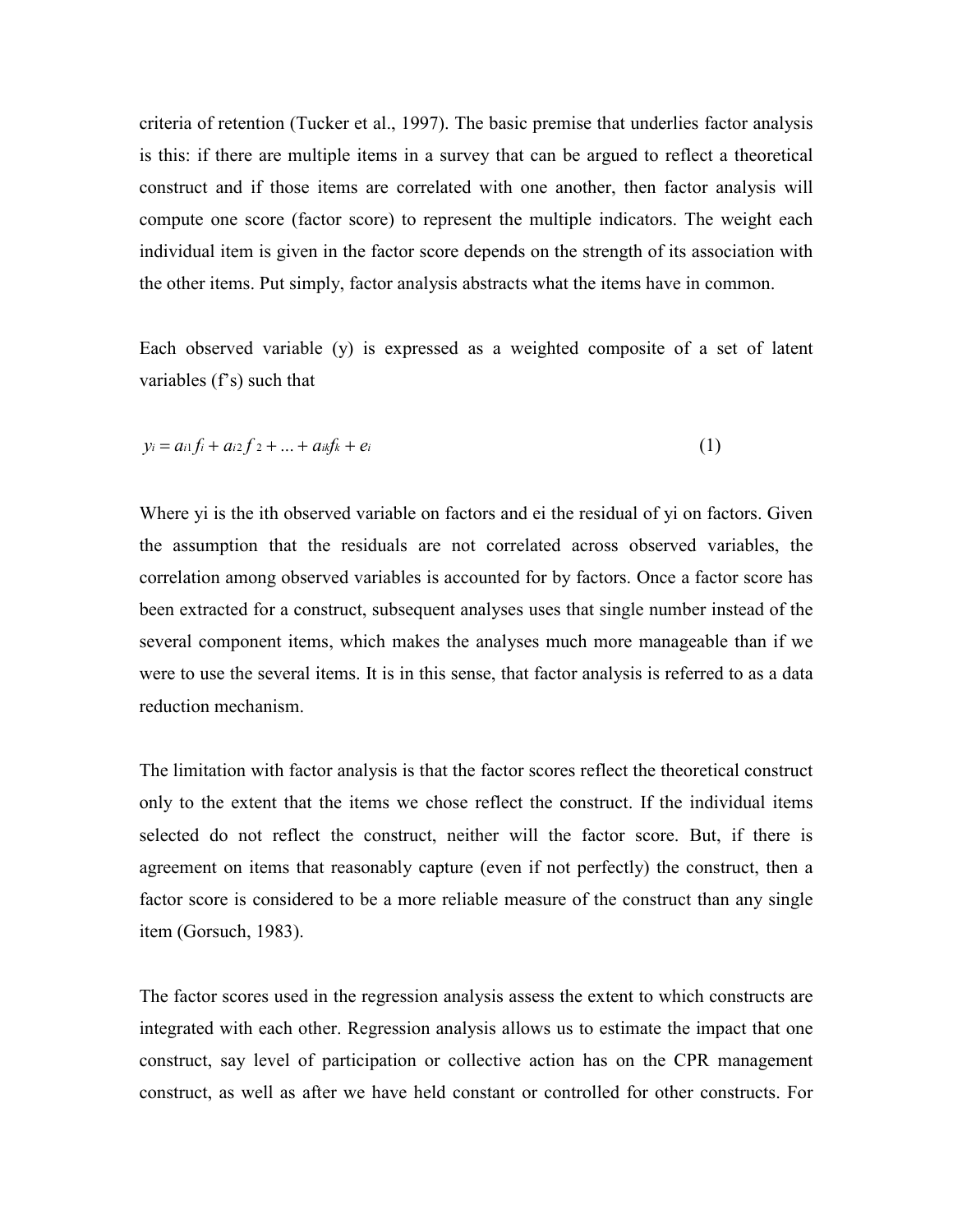criteria of retention (Tucker et al., 1997). The basic premise that underlies factor analysis is this: if there are multiple items in a survey that can be argued to reflect a theoretical construct and if those items are correlated with one another, then factor analysis will compute one score (factor score) to represent the multiple indicators. The weight each individual item is given in the factor score depends on the strength of its association with the other items. Put simply, factor analysis abstracts what the items have in common.

Each observed variable (y) is expressed as a weighted composite of a set of latent variables (f's) such that

$$y_i = a_{i1} f_i + a_{i2} f_2 + \ldots + a_{ik} f_k + e_i \tag{1}$$

Where yi is the ith observed variable on factors and ei the residual of yi on factors. Given the assumption that the residuals are not correlated across observed variables, the correlation among observed variables is accounted for by factors. Once a factor score has been extracted for a construct, subsequent analyses uses that single number instead of the several component items, which makes the analyses much more manageable than if we were to use the several items. It is in this sense, that factor analysis is referred to as a data reduction mechanism.

The limitation with factor analysis is that the factor scores reflect the theoretical construct only to the extent that the items we chose reflect the construct. If the individual items selected do not reflect the construct, neither will the factor score. But, if there is agreement on items that reasonably capture (even if not perfectly) the construct, then a factor score is considered to be a more reliable measure of the construct than any single item (Gorsuch, 1983).

The factor scores used in the regression analysis assess the extent to which constructs are integrated with each other. Regression analysis allows us to estimate the impact that one construct, say level of participation or collective action has on the CPR management construct, as well as after we have held constant or controlled for other constructs. For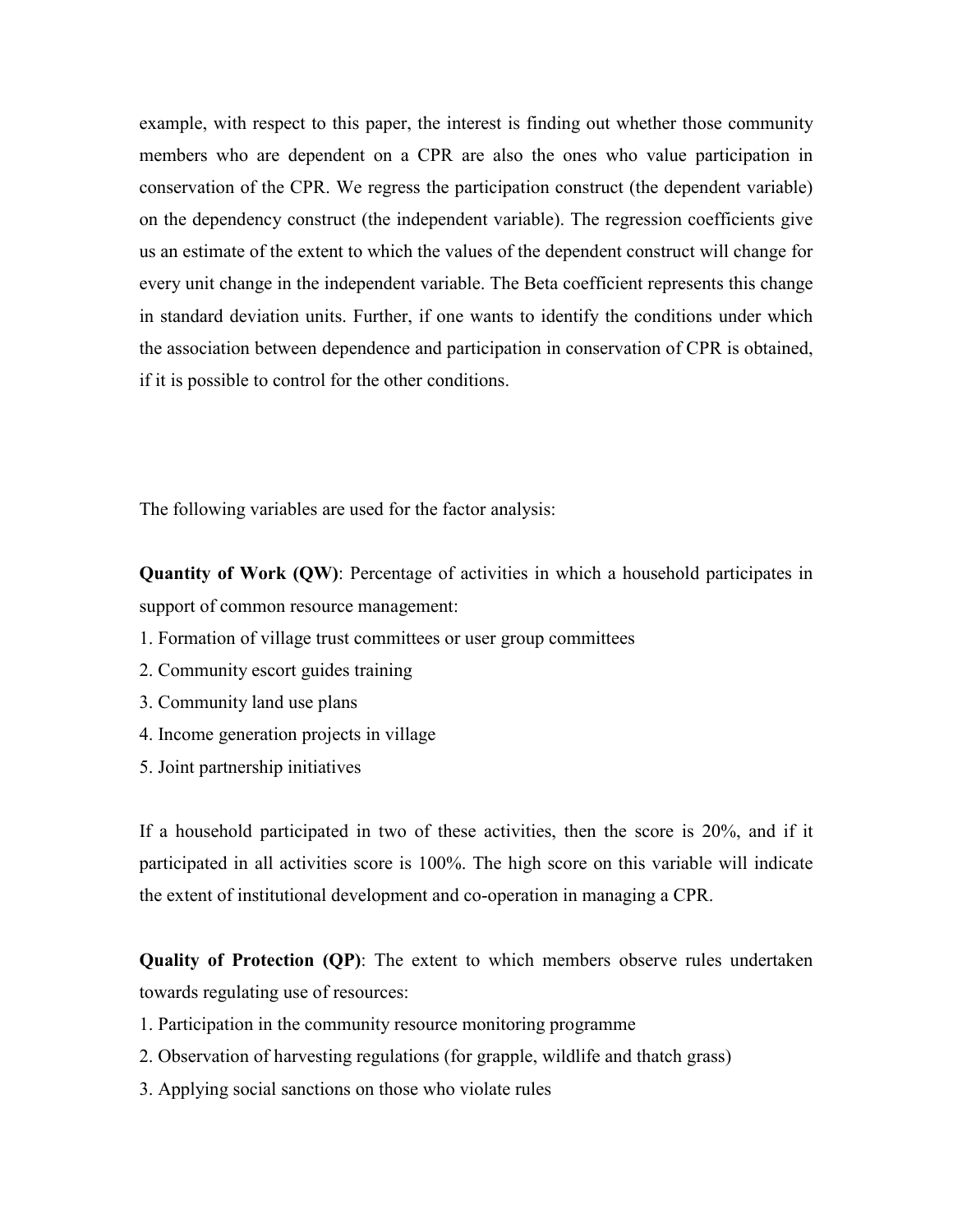example, with respect to this paper, the interest is finding out whether those community members who are dependent on a CPR are also the ones who value participation in conservation of the CPR. We regress the participation construct (the dependent variable) on the dependency construct (the independent variable). The regression coefficients give us an estimate of the extent to which the values of the dependent construct will change for every unit change in the independent variable. The Beta coefficient represents this change in standard deviation units. Further, if one wants to identify the conditions under which the association between dependence and participation in conservation of CPR is obtained, if it is possible to control for the other conditions.

The following variables are used for the factor analysis:

**Quantity of Work (QW)**: Percentage of activities in which a household participates in support of common resource management:

1. Formation of village trust committees or user group committees
2. Community escort guides training
3. Community land use plans
4. Income generation projects in village
5. Joint partnership initiatives

If a household participated in two of these activities, then the score is 20%, and if it participated in all activities score is 100%. The high score on this variable will indicate the extent of institutional development and co-operation in managing a CPR.

**Quality of Protection (QP)**: The extent to which members observe rules undertaken towards regulating use of resources:

1. Participation in the community resource monitoring programme
2. Observation of harvesting regulations (for grapple, wildlife and thatch grass)
3. Applying social sanctions on those who violate rules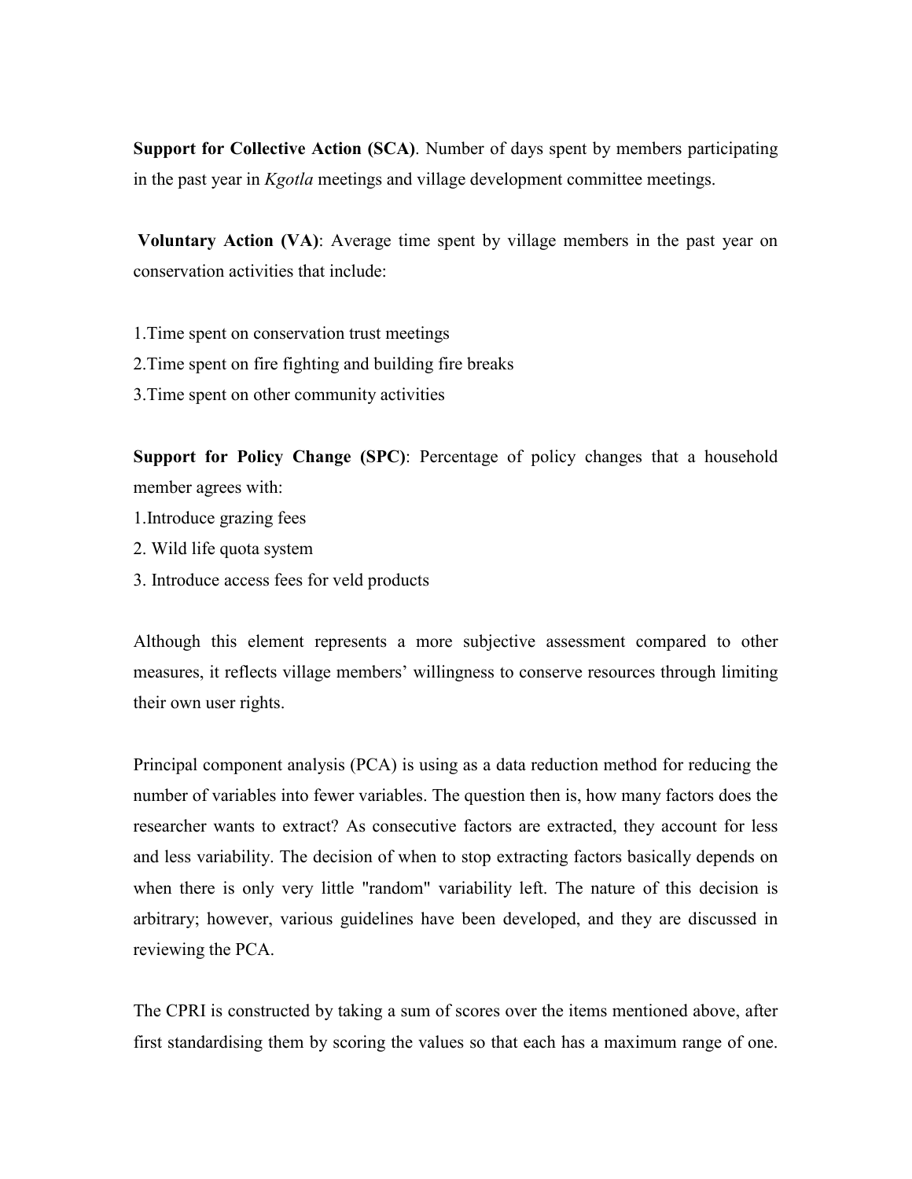**Support for Collective Action (SCA)**. Number of days spent by members participating in the past year in *Kgotla* meetings and village development committee meetings.

**Voluntary Action (VA)**: Average time spent by village members in the past year on conservation activities that include:

1.Time spent on conservation trust meetings
2.Time spent on fire fighting and building fire breaks
3.Time spent on other community activities

**Support for Policy Change (SPC)**: Percentage of policy changes that a household member agrees with:
1.Introduce grazing fees
2. Wild life quota system
3. Introduce access fees for veld products

Although this element represents a more subjective assessment compared to other measures, it reflects village members' willingness to conserve resources through limiting their own user rights.

Principal component analysis (PCA) is using as a data reduction method for reducing the number of variables into fewer variables. The question then is, how many factors does the researcher wants to extract? As consecutive factors are extracted, they account for less and less variability. The decision of when to stop extracting factors basically depends on when there is only very little "random" variability left. The nature of this decision is arbitrary; however, various guidelines have been developed, and they are discussed in reviewing the PCA.

The CPRI is constructed by taking a sum of scores over the items mentioned above, after first standardising them by scoring the values so that each has a maximum range of one.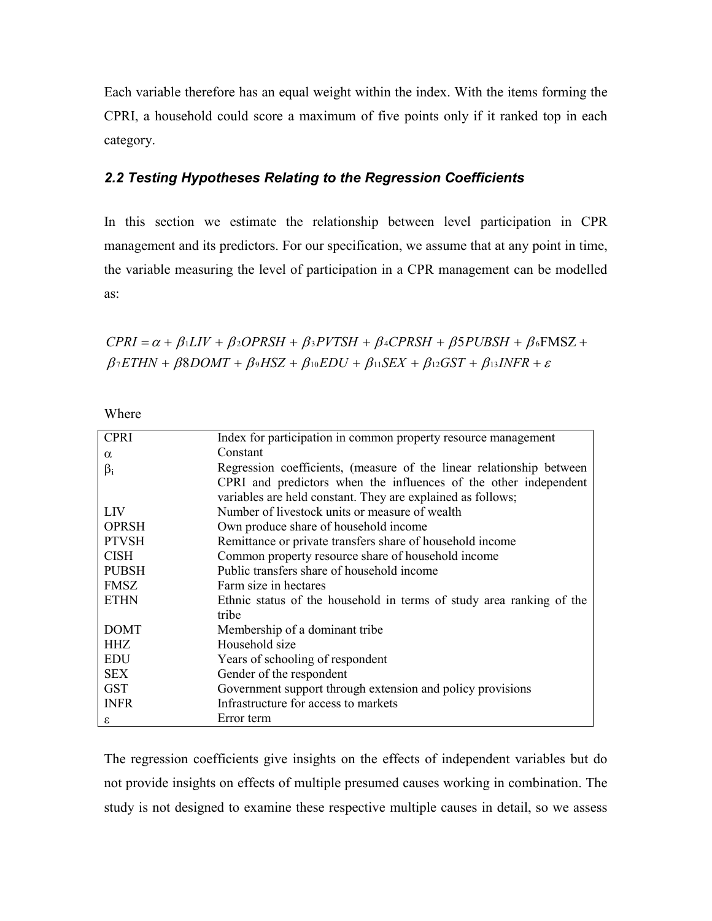Each variable therefore has an equal weight within the index. With the items forming the CPRI, a household could score a maximum of five points only if it ranked top in each category.

### *2.2 Testing Hypotheses Relating to the Regression Coefficients*

In this section we estimate the relationship between level participation in CPR management and its predictors. For our specification, we assume that at any point in time, the variable measuring the level of participation in a CPR management can be modelled as:

$$CPRI = \alpha + \beta_1 LIV + \beta_2 OPRSH + \beta_3 PVTSH + \beta_4 CPRSH + \beta 5 PUBSH + \beta_6 \mathrm{FMSZ} +$$
$$\beta_7 ETHN + \beta 8 DOMT + \beta_9 HSZ + \beta_{10} EDU + \beta_{11} SEX + \beta_{12} GST + \beta_{13} INFR + \varepsilon$$

Where

| CPRI | Index for participation in common property resource management |
|---|---|
| $\alpha$ | Constant |
| $\beta_i$ | Regression coefficients, (measure of the linear relationship between CPRI and predictors when the influences of the other independent variables are held constant. They are explained as follows; |
| LIV | Number of livestock units or measure of wealth |
| OPRSH | Own produce share of household income |
| PTVSH | Remittance or private transfers share of household income |
| CISH | Common property resource share of household income |
| PUBSH | Public transfers share of household income |
| FMSZ | Farm size in hectares |
| ETHN | Ethnic status of the household in terms of study area ranking of the tribe |
| DOMT | Membership of a dominant tribe |
| HHZ | Household size |
| EDU | Years of schooling of respondent |
| SEX | Gender of the respondent |
| GST | Government support through extension and policy provisions |
| INFR | Infrastructure for access to markets |
| $\varepsilon$ | Error term |

The regression coefficients give insights on the effects of independent variables but do not provide insights on effects of multiple presumed causes working in combination. The study is not designed to examine these respective multiple causes in detail, so we assess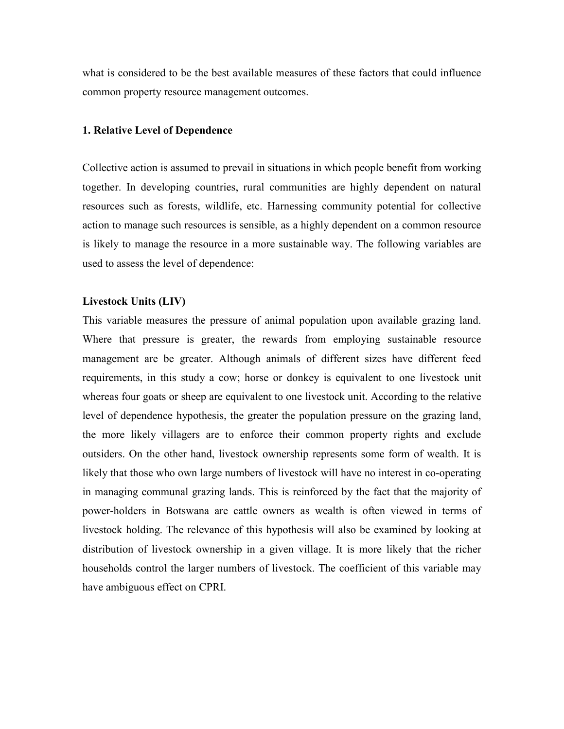what is considered to be the best available measures of these factors that could influence common property resource management outcomes.

**1. Relative Level of Dependence**

Collective action is assumed to prevail in situations in which people benefit from working together. In developing countries, rural communities are highly dependent on natural resources such as forests, wildlife, etc. Harnessing community potential for collective action to manage such resources is sensible, as a highly dependent on a common resource is likely to manage the resource in a more sustainable way. The following variables are used to assess the level of dependence:

**Livestock Units (LIV)**

This variable measures the pressure of animal population upon available grazing land. Where that pressure is greater, the rewards from employing sustainable resource management are be greater. Although animals of different sizes have different feed requirements, in this study a cow; horse or donkey is equivalent to one livestock unit whereas four goats or sheep are equivalent to one livestock unit. According to the relative level of dependence hypothesis, the greater the population pressure on the grazing land, the more likely villagers are to enforce their common property rights and exclude outsiders. On the other hand, livestock ownership represents some form of wealth. It is likely that those who own large numbers of livestock will have no interest in co-operating in managing communal grazing lands. This is reinforced by the fact that the majority of power-holders in Botswana are cattle owners as wealth is often viewed in terms of livestock holding. The relevance of this hypothesis will also be examined by looking at distribution of livestock ownership in a given village. It is more likely that the richer households control the larger numbers of livestock. The coefficient of this variable may have ambiguous effect on CPRI.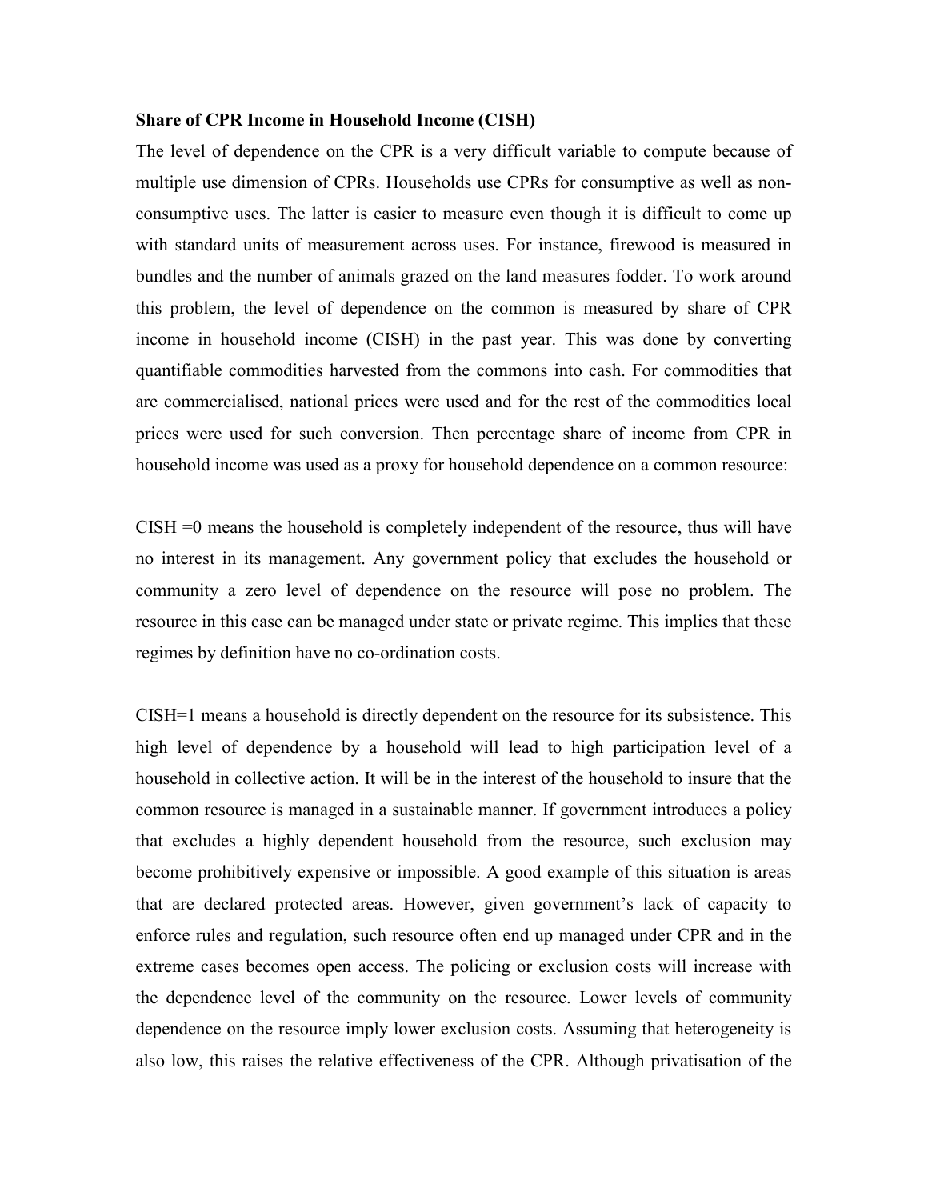**Share of CPR Income in Household Income (CISH)**

The level of dependence on the CPR is a very difficult variable to compute because of multiple use dimension of CPRs. Households use CPRs for consumptive as well as non-consumptive uses. The latter is easier to measure even though it is difficult to come up with standard units of measurement across uses. For instance, firewood is measured in bundles and the number of animals grazed on the land measures fodder. To work around this problem, the level of dependence on the common is measured by share of CPR income in household income (CISH) in the past year. This was done by converting quantifiable commodities harvested from the commons into cash. For commodities that are commercialised, national prices were used and for the rest of the commodities local prices were used for such conversion. Then percentage share of income from CPR in household income was used as a proxy for household dependence on a common resource:

CISH =0 means the household is completely independent of the resource, thus will have no interest in its management. Any government policy that excludes the household or community a zero level of dependence on the resource will pose no problem. The resource in this case can be managed under state or private regime. This implies that these regimes by definition have no co-ordination costs.

CISH=1 means a household is directly dependent on the resource for its subsistence. This high level of dependence by a household will lead to high participation level of a household in collective action. It will be in the interest of the household to insure that the common resource is managed in a sustainable manner. If government introduces a policy that excludes a highly dependent household from the resource, such exclusion may become prohibitively expensive or impossible. A good example of this situation is areas that are declared protected areas. However, given government's lack of capacity to enforce rules and regulation, such resource often end up managed under CPR and in the extreme cases becomes open access. The policing or exclusion costs will increase with the dependence level of the community on the resource. Lower levels of community dependence on the resource imply lower exclusion costs. Assuming that heterogeneity is also low, this raises the relative effectiveness of the CPR. Although privatisation of the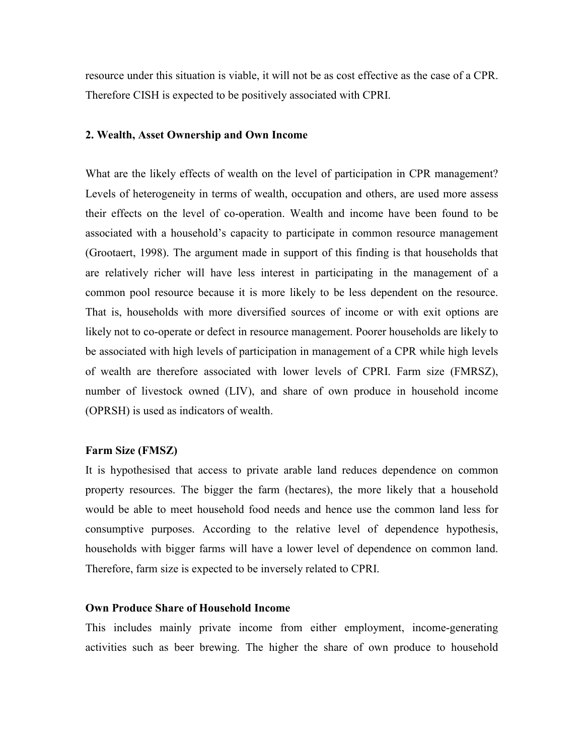resource under this situation is viable, it will not be as cost effective as the case of a CPR. Therefore CISH is expected to be positively associated with CPRI.

## 2. Wealth, Asset Ownership and Own Income

What are the likely effects of wealth on the level of participation in CPR management? Levels of heterogeneity in terms of wealth, occupation and others, are used more assess their effects on the level of co-operation. Wealth and income have been found to be associated with a household's capacity to participate in common resource management (Grootaert, 1998). The argument made in support of this finding is that households that are relatively richer will have less interest in participating in the management of a common pool resource because it is more likely to be less dependent on the resource. That is, households with more diversified sources of income or with exit options are likely not to co-operate or defect in resource management. Poorer households are likely to be associated with high levels of participation in management of a CPR while high levels of wealth are therefore associated with lower levels of CPRI. Farm size (FMRSZ), number of livestock owned (LIV), and share of own produce in household income (OPRSH) is used as indicators of wealth.

### Farm Size (FMSZ)

It is hypothesised that access to private arable land reduces dependence on common property resources. The bigger the farm (hectares), the more likely that a household would be able to meet household food needs and hence use the common land less for consumptive purposes. According to the relative level of dependence hypothesis, households with bigger farms will have a lower level of dependence on common land. Therefore, farm size is expected to be inversely related to CPRI.

### Own Produce Share of Household Income

This includes mainly private income from either employment, income-generating activities such as beer brewing. The higher the share of own produce to household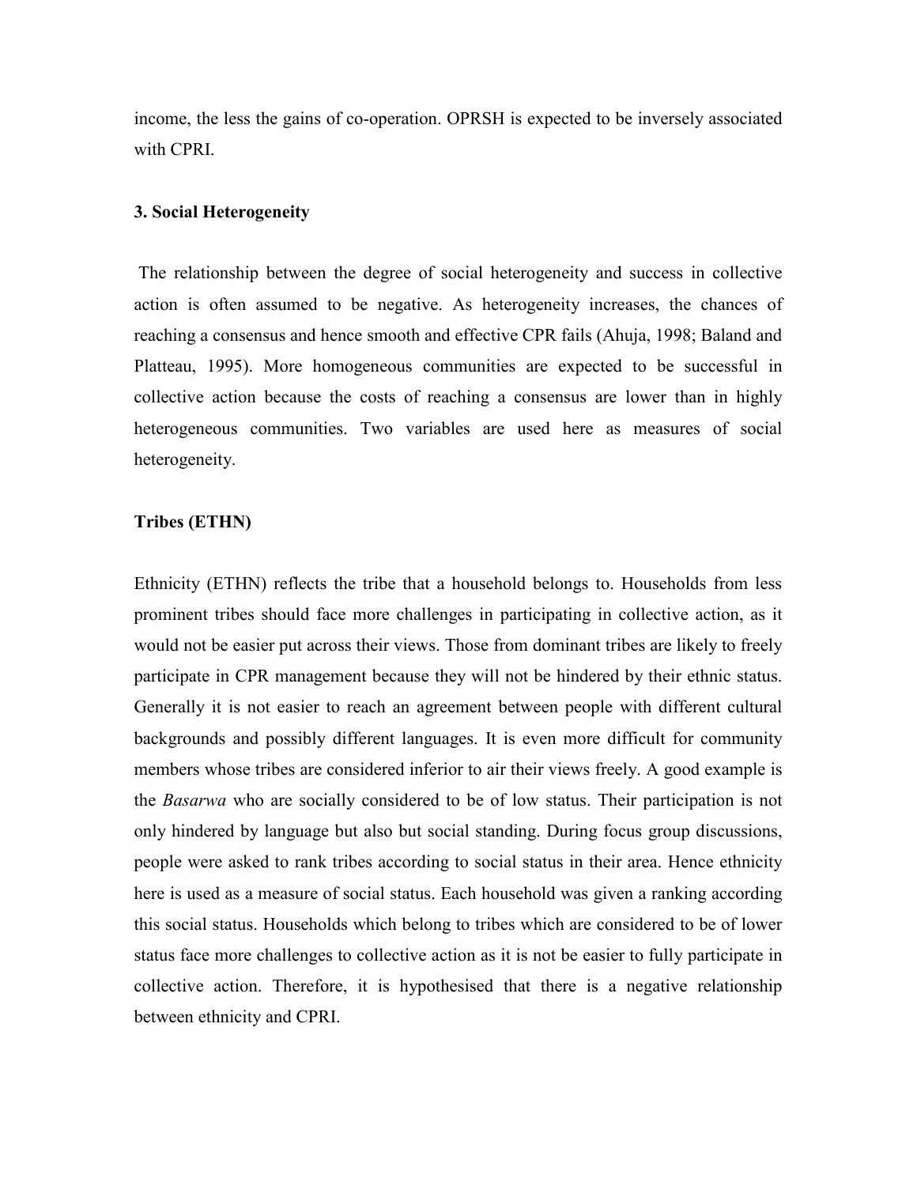income, the less the gains of co-operation. OPRSH is expected to be inversely associated with CPRI.

### 3. Social Heterogeneity

The relationship between the degree of social heterogeneity and success in collective action is often assumed to be negative. As heterogeneity increases, the chances of reaching a consensus and hence smooth and effective CPR fails (Ahuja, 1998; Baland and Platteau, 1995). More homogeneous communities are expected to be successful in collective action because the costs of reaching a consensus are lower than in highly heterogeneous communities. Two variables are used here as measures of social heterogeneity.

#### Tribes (ETHN)

Ethnicity (ETHN) reflects the tribe that a household belongs to. Households from less prominent tribes should face more challenges in participating in collective action, as it would not be easier put across their views. Those from dominant tribes are likely to freely participate in CPR management because they will not be hindered by their ethnic status. Generally it is not easier to reach an agreement between people with different cultural backgrounds and possibly different languages. It is even more difficult for community members whose tribes are considered inferior to air their views freely. A good example is the *Basarwa* who are socially considered to be of low status. Their participation is not only hindered by language but also but social standing. During focus group discussions, people were asked to rank tribes according to social status in their area. Hence ethnicity here is used as a measure of social status. Each household was given a ranking according this social status. Households which belong to tribes which are considered to be of lower status face more challenges to collective action as it is not be easier to fully participate in collective action. Therefore, it is hypothesised that there is a negative relationship between ethnicity and CPRI.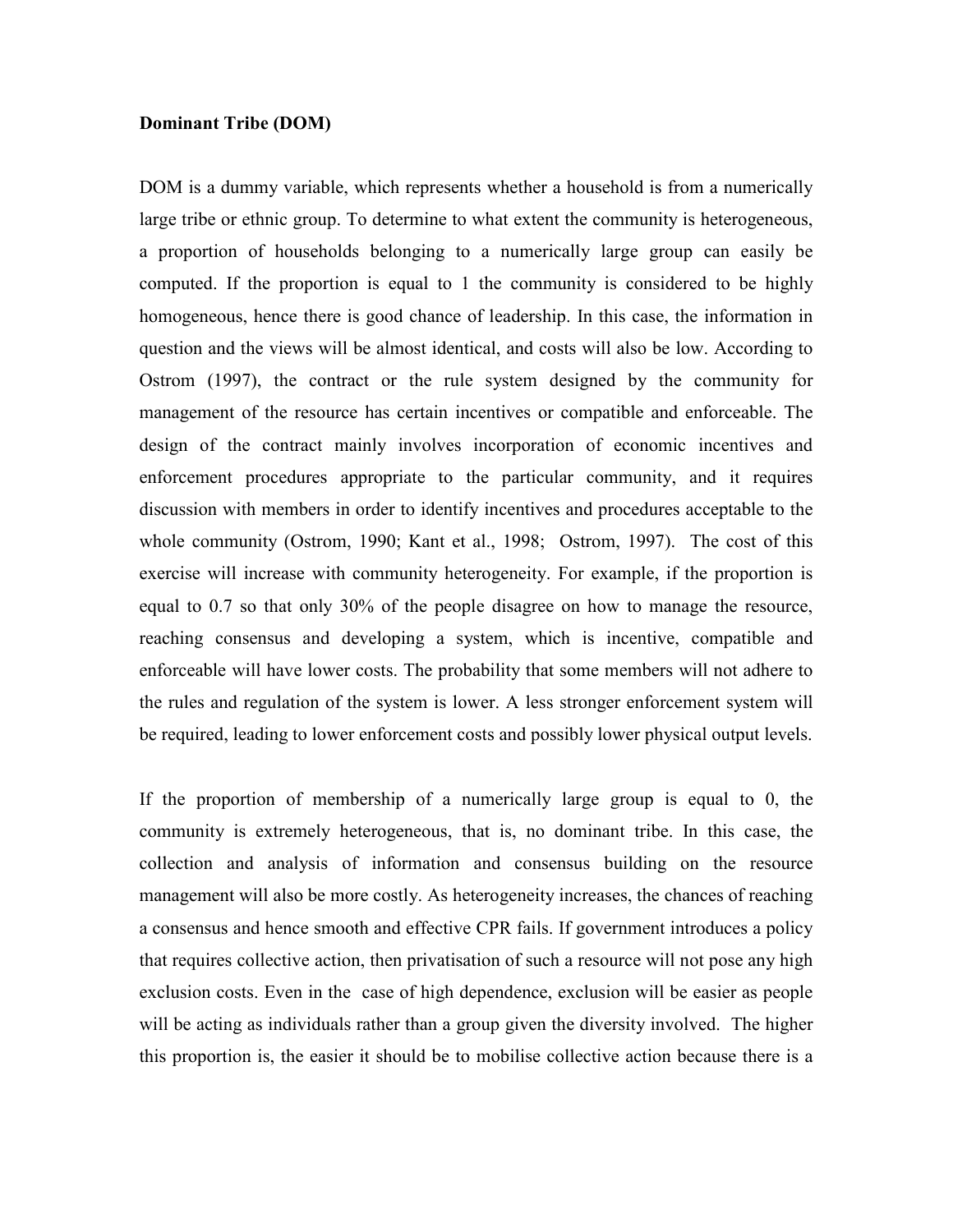**Dominant Tribe (DOM)**

DOM is a dummy variable, which represents whether a household is from a numerically large tribe or ethnic group. To determine to what extent the community is heterogeneous, a proportion of households belonging to a numerically large group can easily be computed. If the proportion is equal to 1 the community is considered to be highly homogeneous, hence there is good chance of leadership. In this case, the information in question and the views will be almost identical, and costs will also be low. According to Ostrom (1997), the contract or the rule system designed by the community for management of the resource has certain incentives or compatible and enforceable. The design of the contract mainly involves incorporation of economic incentives and enforcement procedures appropriate to the particular community, and it requires discussion with members in order to identify incentives and procedures acceptable to the whole community (Ostrom, 1990; Kant et al., 1998; Ostrom, 1997). The cost of this exercise will increase with community heterogeneity. For example, if the proportion is equal to 0.7 so that only 30% of the people disagree on how to manage the resource, reaching consensus and developing a system, which is incentive, compatible and enforceable will have lower costs. The probability that some members will not adhere to the rules and regulation of the system is lower. A less stronger enforcement system will be required, leading to lower enforcement costs and possibly lower physical output levels.

If the proportion of membership of a numerically large group is equal to 0, the community is extremely heterogeneous, that is, no dominant tribe. In this case, the collection and analysis of information and consensus building on the resource management will also be more costly. As heterogeneity increases, the chances of reaching a consensus and hence smooth and effective CPR fails. If government introduces a policy that requires collective action, then privatisation of such a resource will not pose any high exclusion costs. Even in the case of high dependence, exclusion will be easier as people will be acting as individuals rather than a group given the diversity involved. The higher this proportion is, the easier it should be to mobilise collective action because there is a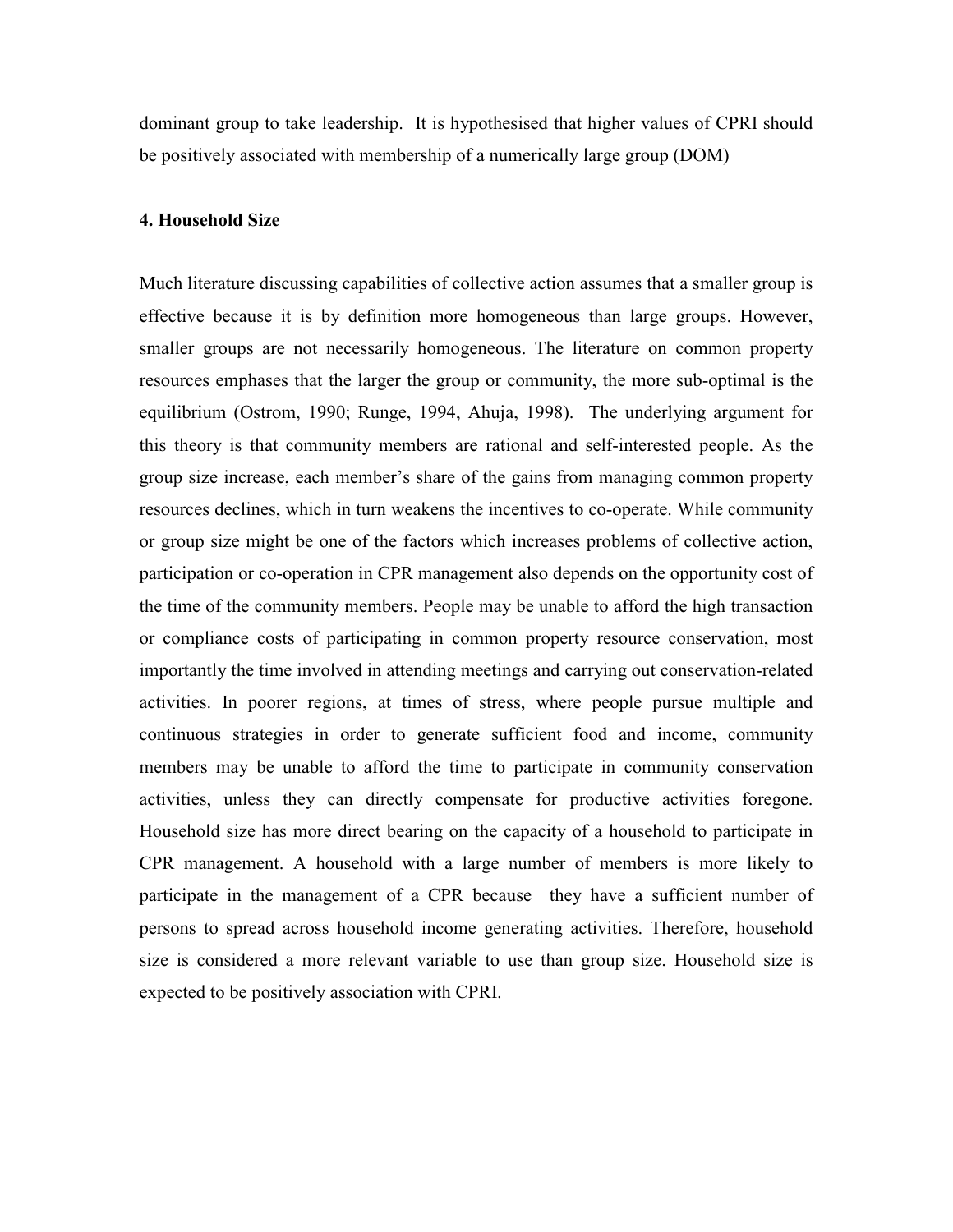dominant group to take leadership. It is hypothesised that higher values of CPRI should be positively associated with membership of a numerically large group (DOM)

**4. Household Size**

Much literature discussing capabilities of collective action assumes that a smaller group is effective because it is by definition more homogeneous than large groups. However, smaller groups are not necessarily homogeneous. The literature on common property resources emphases that the larger the group or community, the more sub-optimal is the equilibrium (Ostrom, 1990; Runge, 1994, Ahuja, 1998). The underlying argument for this theory is that community members are rational and self-interested people. As the group size increase, each member's share of the gains from managing common property resources declines, which in turn weakens the incentives to co-operate. While community or group size might be one of the factors which increases problems of collective action, participation or co-operation in CPR management also depends on the opportunity cost of the time of the community members. People may be unable to afford the high transaction or compliance costs of participating in common property resource conservation, most importantly the time involved in attending meetings and carrying out conservation-related activities. In poorer regions, at times of stress, where people pursue multiple and continuous strategies in order to generate sufficient food and income, community members may be unable to afford the time to participate in community conservation activities, unless they can directly compensate for productive activities foregone. Household size has more direct bearing on the capacity of a household to participate in CPR management. A household with a large number of members is more likely to participate in the management of a CPR because they have a sufficient number of persons to spread across household income generating activities. Therefore, household size is considered a more relevant variable to use than group size. Household size is expected to be positively association with CPRI.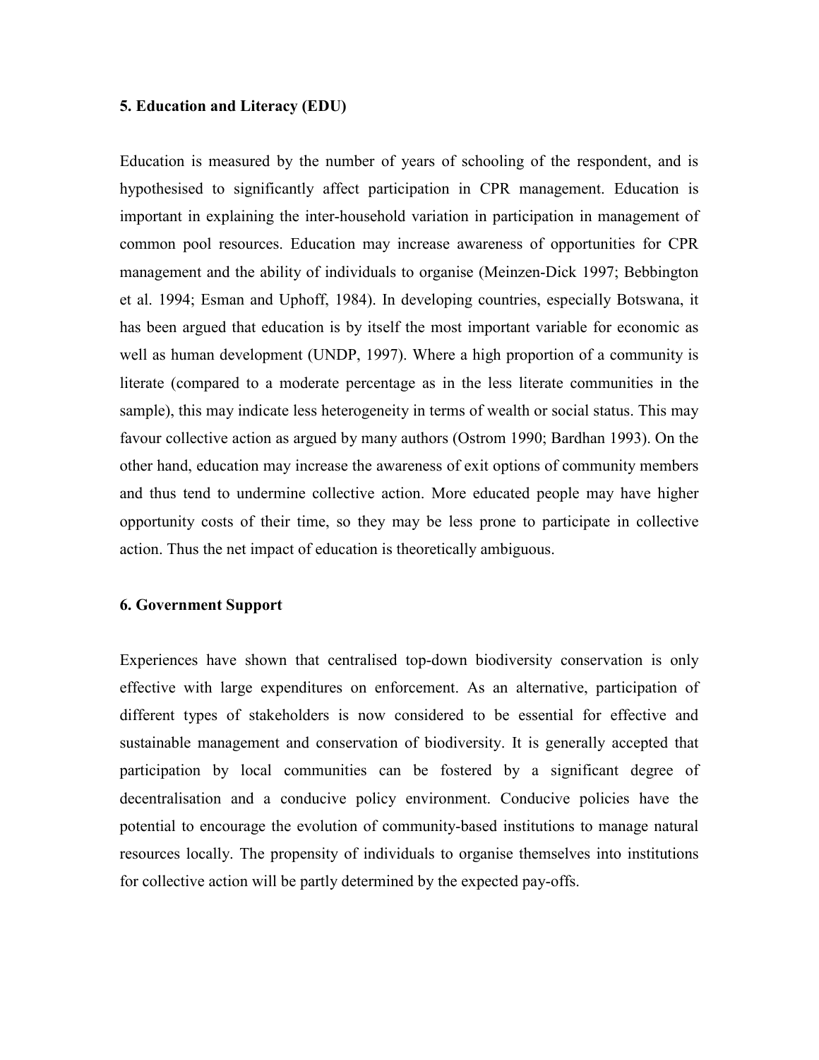**5. Education and Literacy (EDU)**

Education is measured by the number of years of schooling of the respondent, and is hypothesised to significantly affect participation in CPR management. Education is important in explaining the inter-household variation in participation in management of common pool resources. Education may increase awareness of opportunities for CPR management and the ability of individuals to organise (Meinzen-Dick 1997; Bebbington et al. 1994; Esman and Uphoff, 1984). In developing countries, especially Botswana, it has been argued that education is by itself the most important variable for economic as well as human development (UNDP, 1997). Where a high proportion of a community is literate (compared to a moderate percentage as in the less literate communities in the sample), this may indicate less heterogeneity in terms of wealth or social status. This may favour collective action as argued by many authors (Ostrom 1990; Bardhan 1993). On the other hand, education may increase the awareness of exit options of community members and thus tend to undermine collective action. More educated people may have higher opportunity costs of their time, so they may be less prone to participate in collective action. Thus the net impact of education is theoretically ambiguous.

**6. Government Support**

Experiences have shown that centralised top-down biodiversity conservation is only effective with large expenditures on enforcement. As an alternative, participation of different types of stakeholders is now considered to be essential for effective and sustainable management and conservation of biodiversity. It is generally accepted that participation by local communities can be fostered by a significant degree of decentralisation and a conducive policy environment. Conducive policies have the potential to encourage the evolution of community-based institutions to manage natural resources locally. The propensity of individuals to organise themselves into institutions for collective action will be partly determined by the expected pay-offs.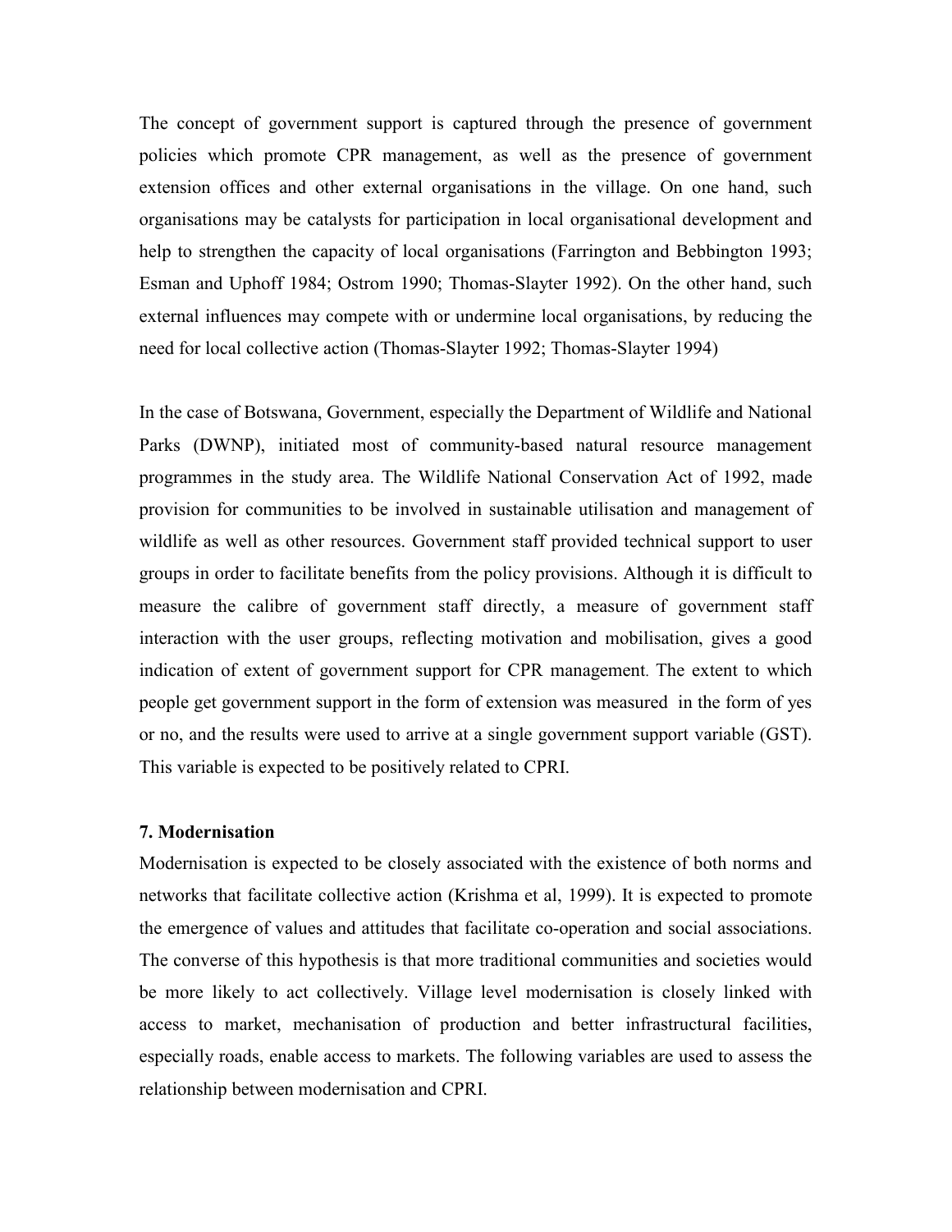The concept of government support is captured through the presence of government policies which promote CPR management, as well as the presence of government extension offices and other external organisations in the village. On one hand, such organisations may be catalysts for participation in local organisational development and help to strengthen the capacity of local organisations (Farrington and Bebbington 1993; Esman and Uphoff 1984; Ostrom 1990; Thomas-Slayter 1992). On the other hand, such external influences may compete with or undermine local organisations, by reducing the need for local collective action (Thomas-Slayter 1992; Thomas-Slayter 1994)

In the case of Botswana, Government, especially the Department of Wildlife and National Parks (DWNP), initiated most of community-based natural resource management programmes in the study area. The Wildlife National Conservation Act of 1992, made provision for communities to be involved in sustainable utilisation and management of wildlife as well as other resources. Government staff provided technical support to user groups in order to facilitate benefits from the policy provisions. Although it is difficult to measure the calibre of government staff directly, a measure of government staff interaction with the user groups, reflecting motivation and mobilisation, gives a good indication of extent of government support for CPR management. The extent to which people get government support in the form of extension was measured in the form of yes or no, and the results were used to arrive at a single government support variable (GST). This variable is expected to be positively related to CPRI.

**7. Modernisation**

Modernisation is expected to be closely associated with the existence of both norms and networks that facilitate collective action (Krishma et al, 1999). It is expected to promote the emergence of values and attitudes that facilitate co-operation and social associations. The converse of this hypothesis is that more traditional communities and societies would be more likely to act collectively. Village level modernisation is closely linked with access to market, mechanisation of production and better infrastructural facilities, especially roads, enable access to markets. The following variables are used to assess the relationship between modernisation and CPRI.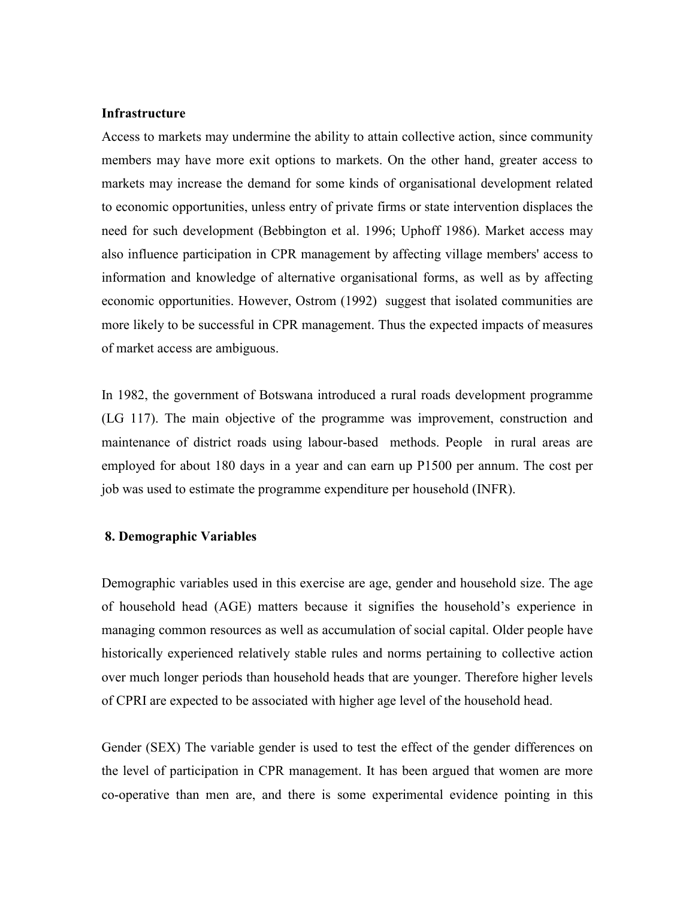**Infrastructure**

Access to markets may undermine the ability to attain collective action, since community members may have more exit options to markets. On the other hand, greater access to markets may increase the demand for some kinds of organisational development related to economic opportunities, unless entry of private firms or state intervention displaces the need for such development (Bebbington et al. 1996; Uphoff 1986). Market access may also influence participation in CPR management by affecting village members' access to information and knowledge of alternative organisational forms, as well as by affecting economic opportunities. However, Ostrom (1992) suggest that isolated communities are more likely to be successful in CPR management. Thus the expected impacts of measures of market access are ambiguous.

In 1982, the government of Botswana introduced a rural roads development programme (LG 117). The main objective of the programme was improvement, construction and maintenance of district roads using labour-based methods. People in rural areas are employed for about 180 days in a year and can earn up P1500 per annum. The cost per job was used to estimate the programme expenditure per household (INFR).

## 8. Demographic Variables

Demographic variables used in this exercise are age, gender and household size. The age of household head (AGE) matters because it signifies the household's experience in managing common resources as well as accumulation of social capital. Older people have historically experienced relatively stable rules and norms pertaining to collective action over much longer periods than household heads that are younger. Therefore higher levels of CPRI are expected to be associated with higher age level of the household head.

Gender (SEX) The variable gender is used to test the effect of the gender differences on the level of participation in CPR management. It has been argued that women are more co-operative than men are, and there is some experimental evidence pointing in this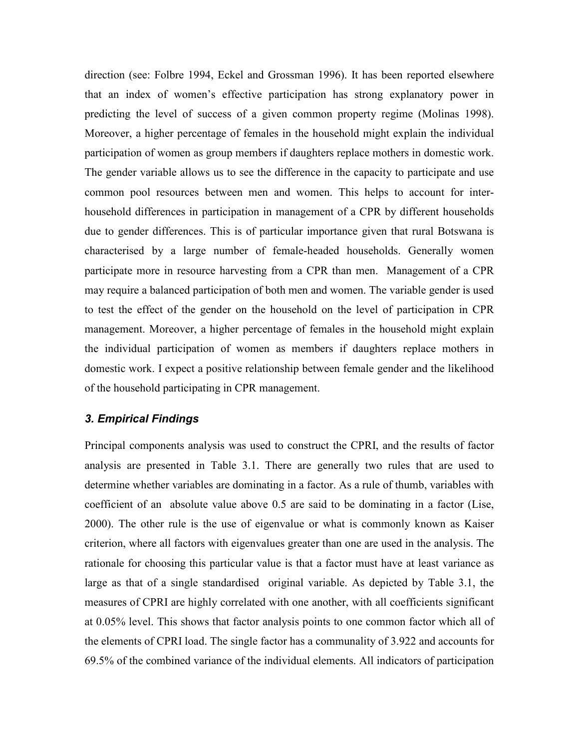direction (see: Folbre 1994, Eckel and Grossman 1996). It has been reported elsewhere that an index of women's effective participation has strong explanatory power in predicting the level of success of a given common property regime (Molinas 1998). Moreover, a higher percentage of females in the household might explain the individual participation of women as group members if daughters replace mothers in domestic work. The gender variable allows us to see the difference in the capacity to participate and use common pool resources between men and women. This helps to account for inter-household differences in participation in management of a CPR by different households due to gender differences. This is of particular importance given that rural Botswana is characterised by a large number of female-headed households. Generally women participate more in resource harvesting from a CPR than men. Management of a CPR may require a balanced participation of both men and women. The variable gender is used to test the effect of the gender on the household on the level of participation in CPR management. Moreover, a higher percentage of females in the household might explain the individual participation of women as members if daughters replace mothers in domestic work. I expect a positive relationship between female gender and the likelihood of the household participating in CPR management.

### *3. Empirical Findings*

Principal components analysis was used to construct the CPRI, and the results of factor analysis are presented in Table 3.1. There are generally two rules that are used to determine whether variables are dominating in a factor. As a rule of thumb, variables with coefficient of an absolute value above 0.5 are said to be dominating in a factor (Lise, 2000). The other rule is the use of eigenvalue or what is commonly known as Kaiser criterion, where all factors with eigenvalues greater than one are used in the analysis. The rationale for choosing this particular value is that a factor must have at least variance as large as that of a single standardised original variable. As depicted by Table 3.1, the measures of CPRI are highly correlated with one another, with all coefficients significant at 0.05% level. This shows that factor analysis points to one common factor which all of the elements of CPRI load. The single factor has a communality of 3.922 and accounts for 69.5% of the combined variance of the individual elements. All indicators of participation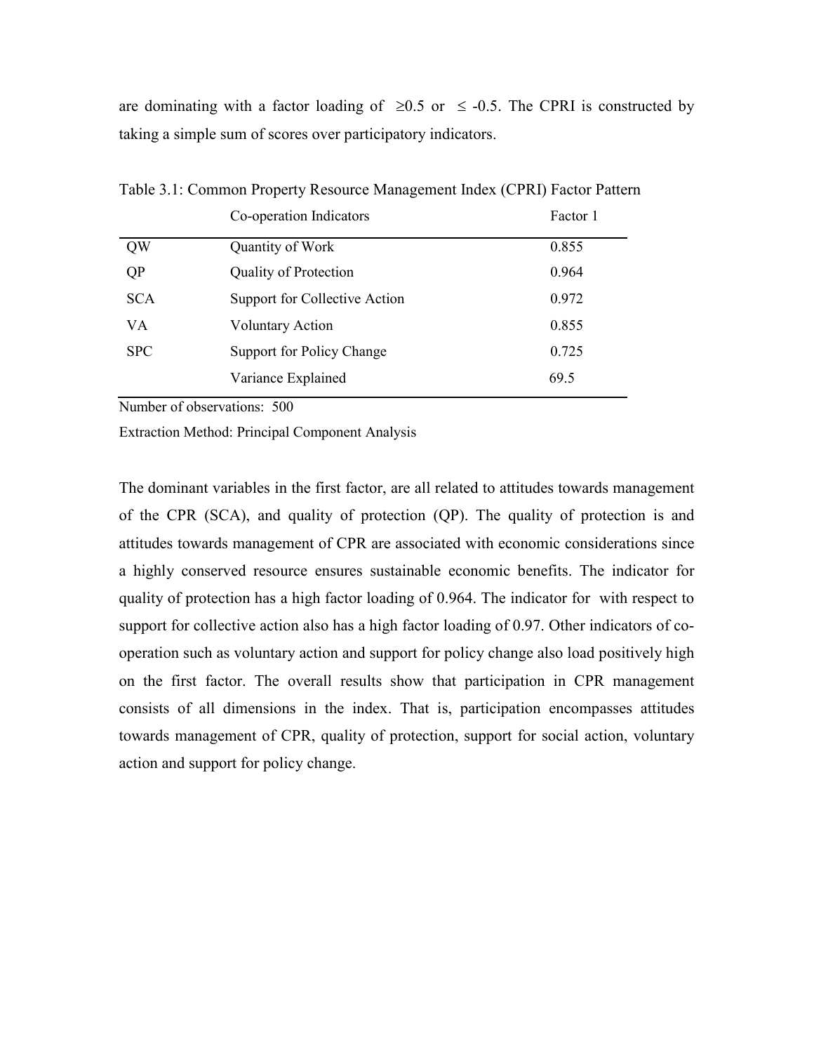are dominating with a factor loading of $\geq 0.5$ or $\leq -0.5$. The CPRI is constructed by taking a simple sum of scores over participatory indicators.

Table 3.1: Common Property Resource Management Index (CPRI) Factor Pattern

| | Co-operation Indicators | Factor 1 |
|---|---|---|
| QW | Quantity of Work | 0.855 |
| QP | Quality of Protection | 0.964 |
| SCA | Support for Collective Action | 0.972 |
| VA | Voluntary Action | 0.855 |
| SPC | Support for Policy Change | 0.725 |
| | Variance Explained | 69.5 |

Number of observations: 500

Extraction Method: Principal Component Analysis

The dominant variables in the first factor, are all related to attitudes towards management of the CPR (SCA), and quality of protection (QP). The quality of protection is and attitudes towards management of CPR are associated with economic considerations since a highly conserved resource ensures sustainable economic benefits. The indicator for quality of protection has a high factor loading of 0.964. The indicator for with respect to support for collective action also has a high factor loading of 0.97. Other indicators of co-operation such as voluntary action and support for policy change also load positively high on the first factor. The overall results show that participation in CPR management consists of all dimensions in the index. That is, participation encompasses attitudes towards management of CPR, quality of protection, support for social action, voluntary action and support for policy change.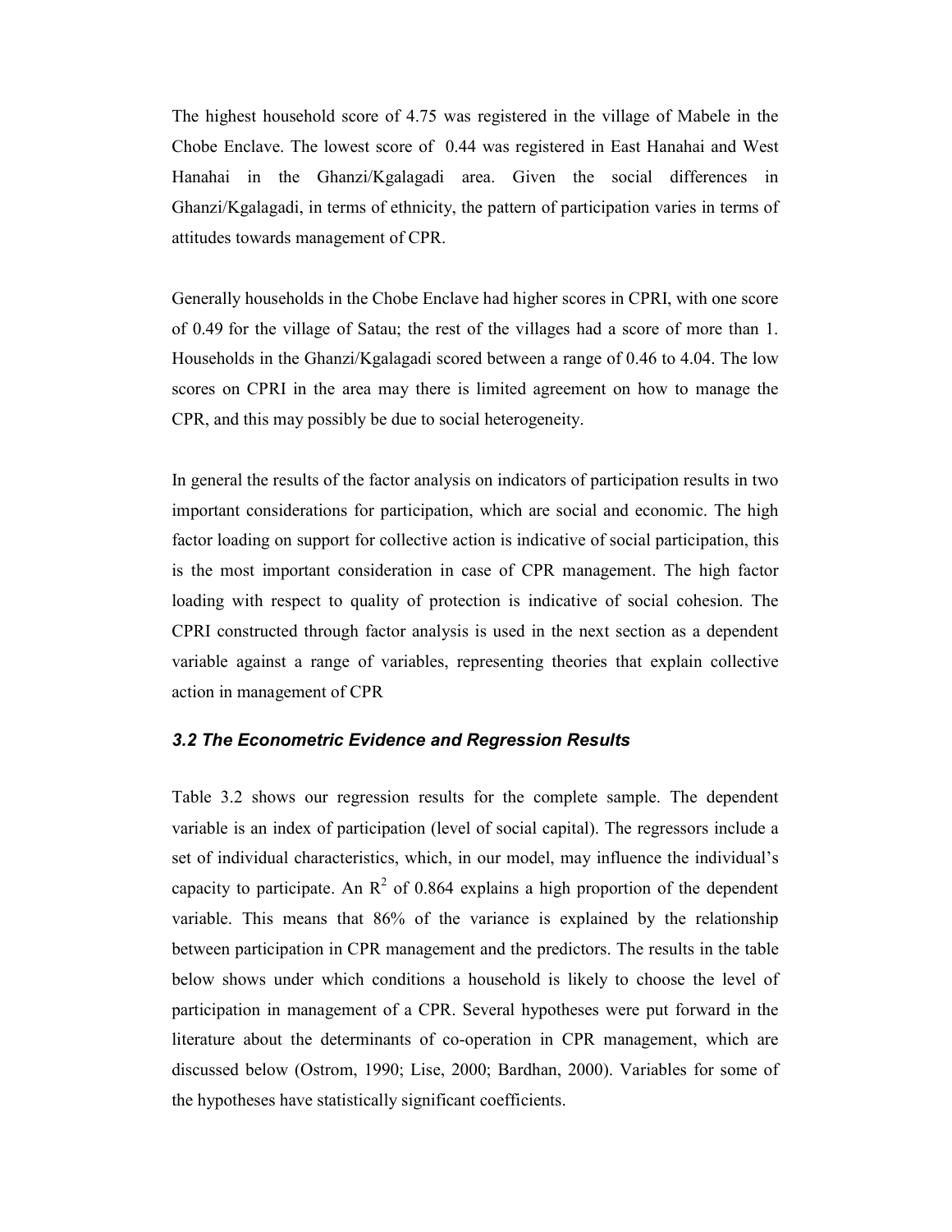The highest household score of 4.75 was registered in the village of Mabele in the Chobe Enclave. The lowest score of 0.44 was registered in East Hanahai and West Hanahai in the Ghanzi/Kgalagadi area. Given the social differences in Ghanzi/Kgalagadi, in terms of ethnicity, the pattern of participation varies in terms of attitudes towards management of CPR.

Generally households in the Chobe Enclave had higher scores in CPRI, with one score of 0.49 for the village of Satau; the rest of the villages had a score of more than 1. Households in the Ghanzi/Kgalagadi scored between a range of 0.46 to 4.04. The low scores on CPRI in the area may there is limited agreement on how to manage the CPR, and this may possibly be due to social heterogeneity.

In general the results of the factor analysis on indicators of participation results in two important considerations for participation, which are social and economic. The high factor loading on support for collective action is indicative of social participation, this is the most important consideration in case of CPR management. The high factor loading with respect to quality of protection is indicative of social cohesion. The CPRI constructed through factor analysis is used in the next section as a dependent variable against a range of variables, representing theories that explain collective action in management of CPR

### *3.2 The Econometric Evidence and Regression Results*

Table 3.2 shows our regression results for the complete sample. The dependent variable is an index of participation (level of social capital). The regressors include a set of individual characteristics, which, in our model, may influence the individual's capacity to participate. An $R^2$ of 0.864 explains a high proportion of the dependent variable. This means that 86% of the variance is explained by the relationship between participation in CPR management and the predictors. The results in the table below shows under which conditions a household is likely to choose the level of participation in management of a CPR. Several hypotheses were put forward in the literature about the determinants of co-operation in CPR management, which are discussed below (Ostrom, 1990; Lise, 2000; Bardhan, 2000). Variables for some of the hypotheses have statistically significant coefficients.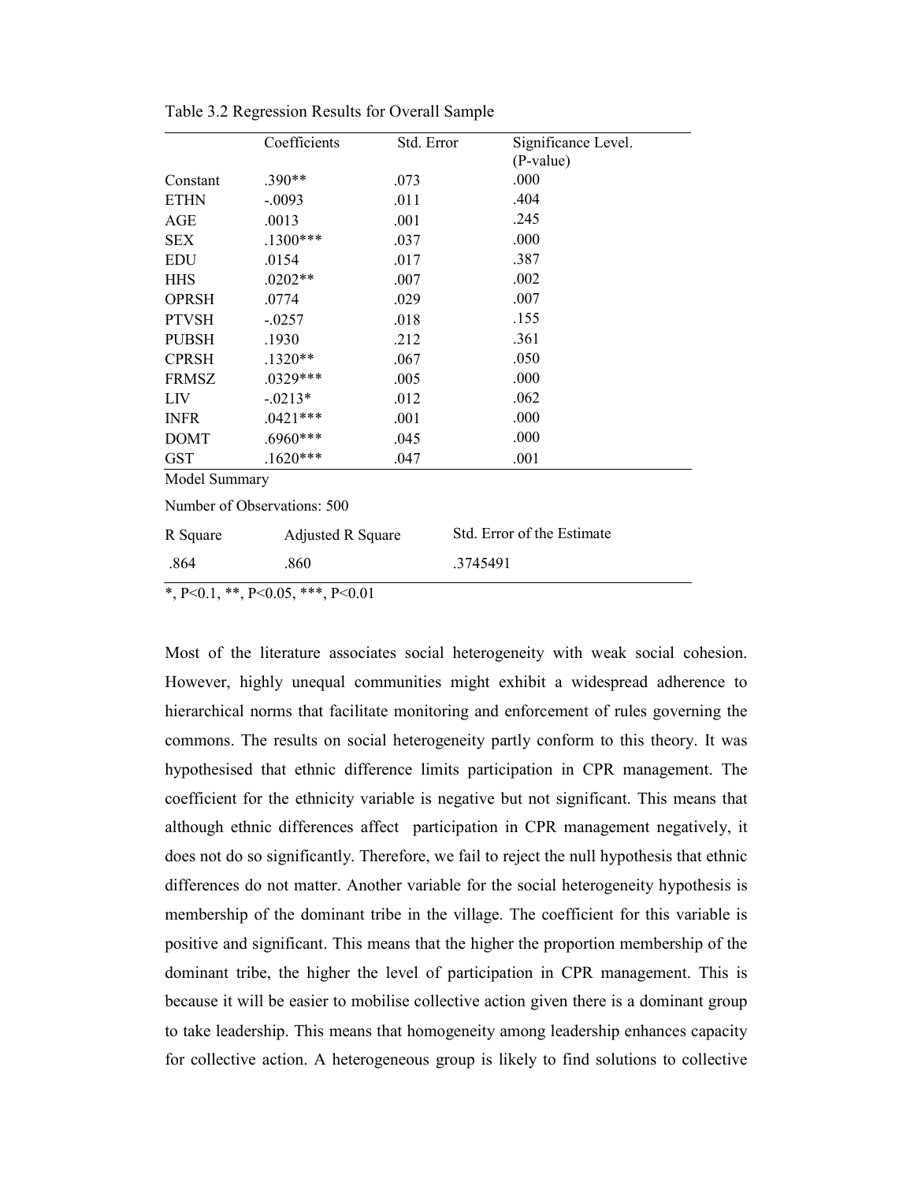Table 3.2 Regression Results for Overall Sample

| | Coefficients | Std. Error | Significance Level. (P-value) |
|---|---|---|---|
| Constant | .390** | .073 | .000 |
| ETHN | -.0093 | .011 | .404 |
| AGE | .0013 | .001 | .245 |
| SEX | .1300*** | .037 | .000 |
| EDU | .0154 | .017 | .387 |
| HHS | .0202** | .007 | .002 |
| OPRSH | .0774 | .029 | .007 |
| PTVSH | -.0257 | .018 | .155 |
| PUBSH | .1930 | .212 | .361 |
| CPRSH | .1320** | .067 | .050 |
| FRMSZ | .0329*** | .005 | .000 |
| LIV | -.0213* | .012 | .062 |
| INFR | .0421*** | .001 | .000 |
| DOMT | .6960*** | .045 | .000 |
| GST | .1620*** | .047 | .001 |

Model Summary

Number of Observations: 500

| R Square | Adjusted R Square | Std. Error of the Estimate |
|---|---|---|
| .864 | .860 | .3745491 |

*, P<0.1, **, P<0.05, ***, P<0.01

Most of the literature associates social heterogeneity with weak social cohesion. However, highly unequal communities might exhibit a widespread adherence to hierarchical norms that facilitate monitoring and enforcement of rules governing the commons. The results on social heterogeneity partly conform to this theory. It was hypothesised that ethnic difference limits participation in CPR management. The coefficient for the ethnicity variable is negative but not significant. This means that although ethnic differences affect participation in CPR management negatively, it does not do so significantly. Therefore, we fail to reject the null hypothesis that ethnic differences do not matter. Another variable for the social heterogeneity hypothesis is membership of the dominant tribe in the village. The coefficient for this variable is positive and significant. This means that the higher the proportion membership of the dominant tribe, the higher the level of participation in CPR management. This is because it will be easier to mobilise collective action given there is a dominant group to take leadership. This means that homogeneity among leadership enhances capacity for collective action. A heterogeneous group is likely to find solutions to collective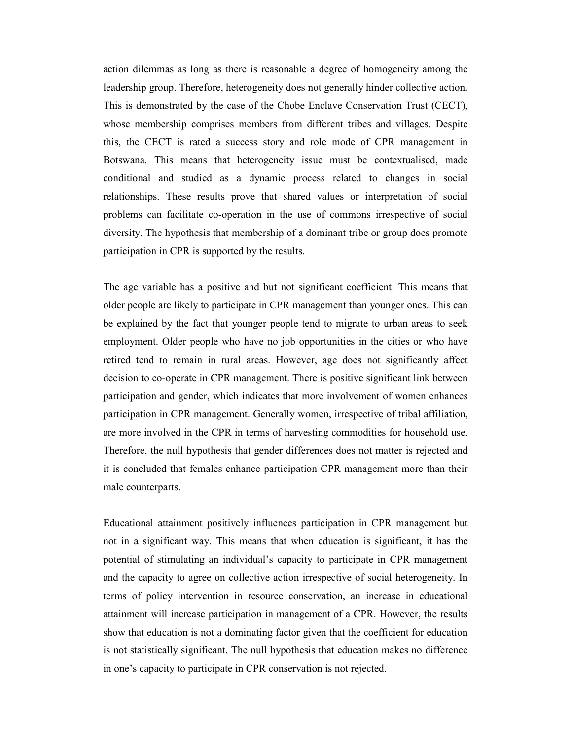action dilemmas as long as there is reasonable a degree of homogeneity among the leadership group. Therefore, heterogeneity does not generally hinder collective action. This is demonstrated by the case of the Chobe Enclave Conservation Trust (CECT), whose membership comprises members from different tribes and villages. Despite this, the CECT is rated a success story and role mode of CPR management in Botswana. This means that heterogeneity issue must be contextualised, made conditional and studied as a dynamic process related to changes in social relationships. These results prove that shared values or interpretation of social problems can facilitate co-operation in the use of commons irrespective of social diversity. The hypothesis that membership of a dominant tribe or group does promote participation in CPR is supported by the results.

The age variable has a positive and but not significant coefficient. This means that older people are likely to participate in CPR management than younger ones. This can be explained by the fact that younger people tend to migrate to urban areas to seek employment. Older people who have no job opportunities in the cities or who have retired tend to remain in rural areas. However, age does not significantly affect decision to co-operate in CPR management. There is positive significant link between participation and gender, which indicates that more involvement of women enhances participation in CPR management. Generally women, irrespective of tribal affiliation, are more involved in the CPR in terms of harvesting commodities for household use. Therefore, the null hypothesis that gender differences does not matter is rejected and it is concluded that females enhance participation CPR management more than their male counterparts.

Educational attainment positively influences participation in CPR management but not in a significant way. This means that when education is significant, it has the potential of stimulating an individual's capacity to participate in CPR management and the capacity to agree on collective action irrespective of social heterogeneity. In terms of policy intervention in resource conservation, an increase in educational attainment will increase participation in management of a CPR. However, the results show that education is not a dominating factor given that the coefficient for education is not statistically significant. The null hypothesis that education makes no difference in one's capacity to participate in CPR conservation is not rejected.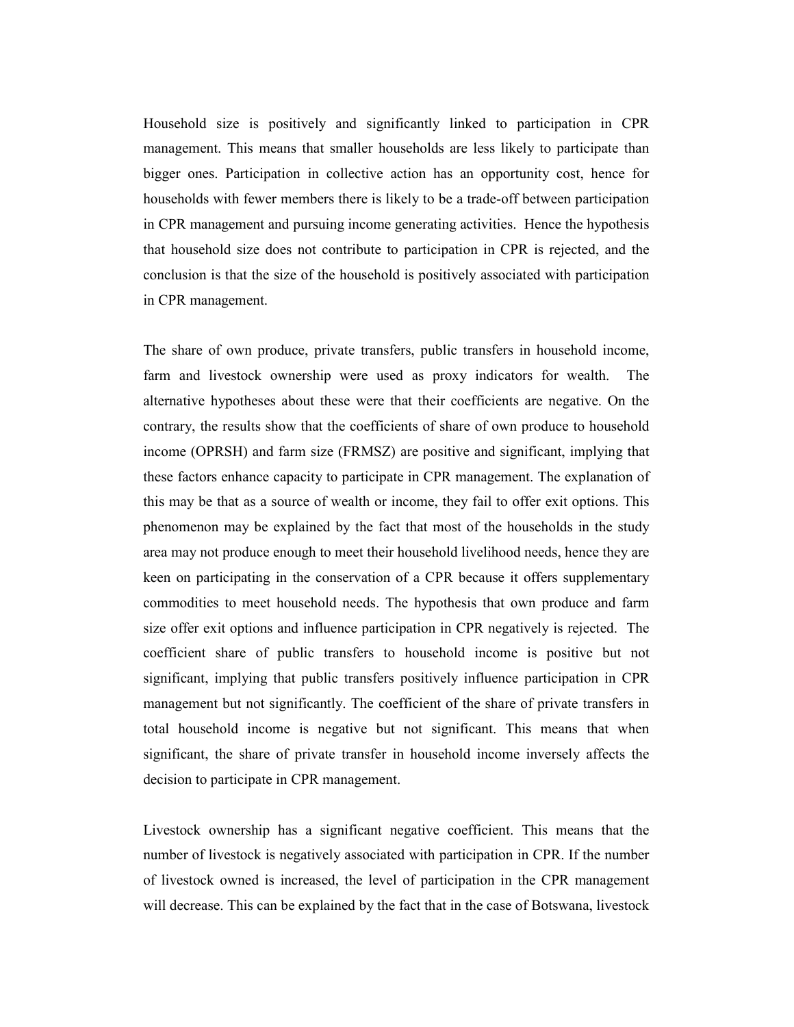Household size is positively and significantly linked to participation in CPR management. This means that smaller households are less likely to participate than bigger ones. Participation in collective action has an opportunity cost, hence for households with fewer members there is likely to be a trade-off between participation in CPR management and pursuing income generating activities. Hence the hypothesis that household size does not contribute to participation in CPR is rejected, and the conclusion is that the size of the household is positively associated with participation in CPR management.

The share of own produce, private transfers, public transfers in household income, farm and livestock ownership were used as proxy indicators for wealth. The alternative hypotheses about these were that their coefficients are negative. On the contrary, the results show that the coefficients of share of own produce to household income (OPRSH) and farm size (FRMSZ) are positive and significant, implying that these factors enhance capacity to participate in CPR management. The explanation of this may be that as a source of wealth or income, they fail to offer exit options. This phenomenon may be explained by the fact that most of the households in the study area may not produce enough to meet their household livelihood needs, hence they are keen on participating in the conservation of a CPR because it offers supplementary commodities to meet household needs. The hypothesis that own produce and farm size offer exit options and influence participation in CPR negatively is rejected. The coefficient share of public transfers to household income is positive but not significant, implying that public transfers positively influence participation in CPR management but not significantly. The coefficient of the share of private transfers in total household income is negative but not significant. This means that when significant, the share of private transfer in household income inversely affects the decision to participate in CPR management.

Livestock ownership has a significant negative coefficient. This means that the number of livestock is negatively associated with participation in CPR. If the number of livestock owned is increased, the level of participation in the CPR management will decrease. This can be explained by the fact that in the case of Botswana, livestock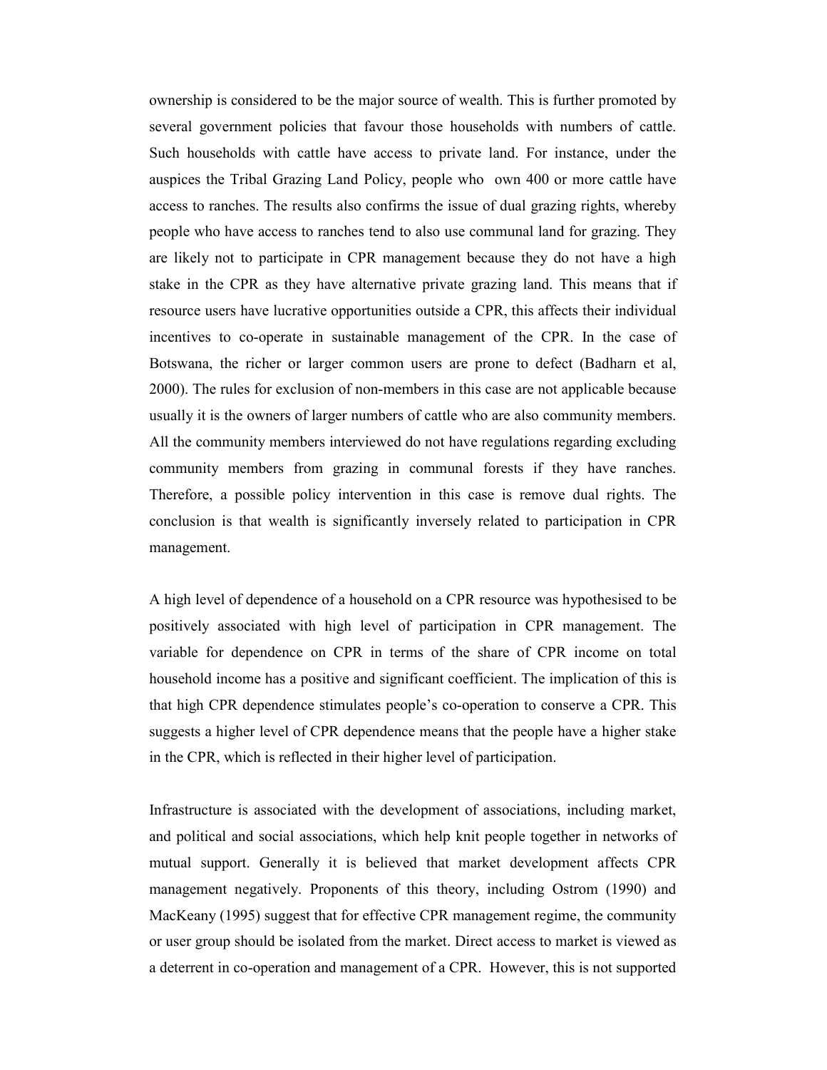ownership is considered to be the major source of wealth. This is further promoted by several government policies that favour those households with numbers of cattle. Such households with cattle have access to private land. For instance, under the auspices the Tribal Grazing Land Policy, people who own 400 or more cattle have access to ranches. The results also confirms the issue of dual grazing rights, whereby people who have access to ranches tend to also use communal land for grazing. They are likely not to participate in CPR management because they do not have a high stake in the CPR as they have alternative private grazing land. This means that if resource users have lucrative opportunities outside a CPR, this affects their individual incentives to co-operate in sustainable management of the CPR. In the case of Botswana, the richer or larger common users are prone to defect (Badharn et al, 2000). The rules for exclusion of non-members in this case are not applicable because usually it is the owners of larger numbers of cattle who are also community members. All the community members interviewed do not have regulations regarding excluding community members from grazing in communal forests if they have ranches. Therefore, a possible policy intervention in this case is remove dual rights. The conclusion is that wealth is significantly inversely related to participation in CPR management.

A high level of dependence of a household on a CPR resource was hypothesised to be positively associated with high level of participation in CPR management. The variable for dependence on CPR in terms of the share of CPR income on total household income has a positive and significant coefficient. The implication of this is that high CPR dependence stimulates people's co-operation to conserve a CPR. This suggests a higher level of CPR dependence means that the people have a higher stake in the CPR, which is reflected in their higher level of participation.

Infrastructure is associated with the development of associations, including market, and political and social associations, which help knit people together in networks of mutual support. Generally it is believed that market development affects CPR management negatively. Proponents of this theory, including Ostrom (1990) and MacKeany (1995) suggest that for effective CPR management regime, the community or user group should be isolated from the market. Direct access to market is viewed as a deterrent in co-operation and management of a CPR. However, this is not supported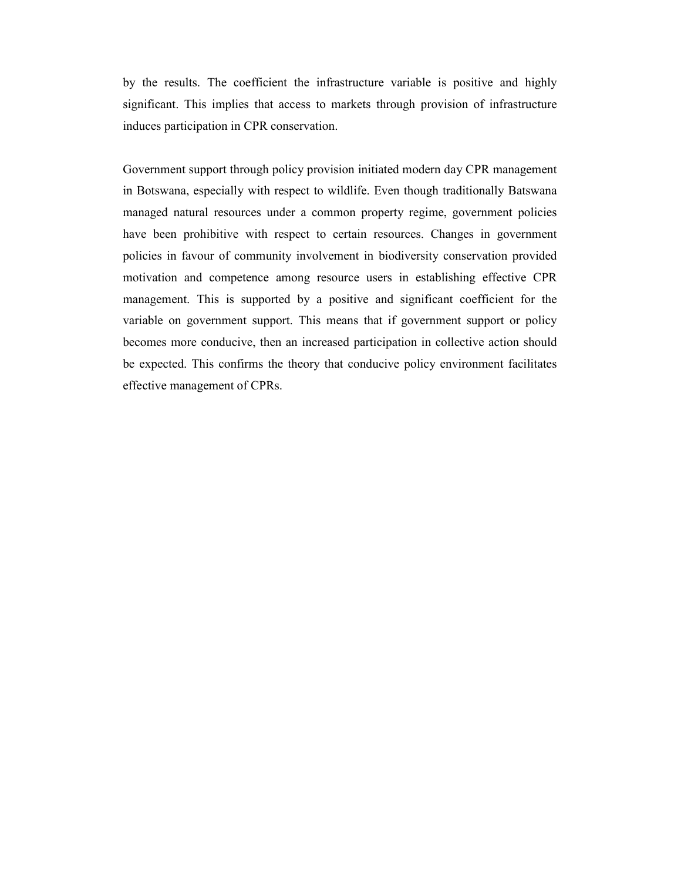by the results. The coefficient the infrastructure variable is positive and highly significant. This implies that access to markets through provision of infrastructure induces participation in CPR conservation.

Government support through policy provision initiated modern day CPR management in Botswana, especially with respect to wildlife. Even though traditionally Batswana managed natural resources under a common property regime, government policies have been prohibitive with respect to certain resources. Changes in government policies in favour of community involvement in biodiversity conservation provided motivation and competence among resource users in establishing effective CPR management. This is supported by a positive and significant coefficient for the variable on government support. This means that if government support or policy becomes more conducive, then an increased participation in collective action should be expected. This confirms the theory that conducive policy environment facilitates effective management of CPRs.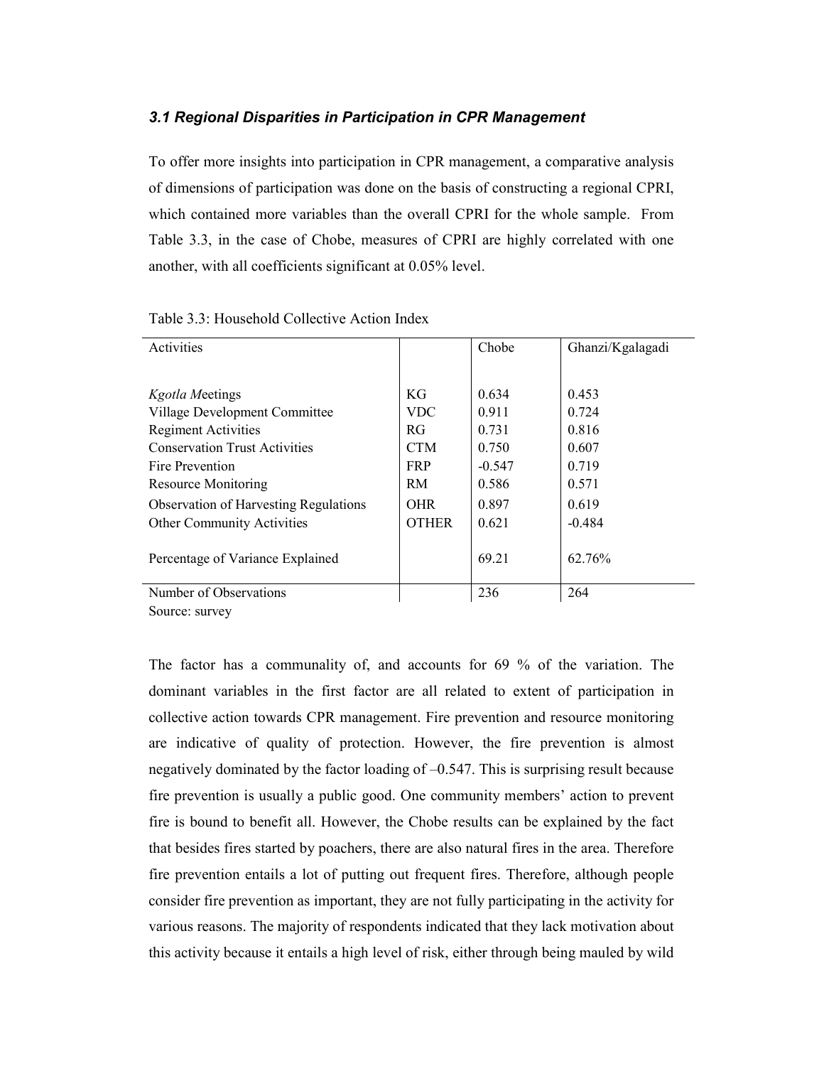### *3.1 Regional Disparities in Participation in CPR Management*

To offer more insights into participation in CPR management, a comparative analysis of dimensions of participation was done on the basis of constructing a regional CPRI, which contained more variables than the overall CPRI for the whole sample. From Table 3.3, in the case of Chobe, measures of CPRI are highly correlated with one another, with all coefficients significant at 0.05% level.

Table 3.3: Household Collective Action Index

| Activities | | Chobe | Ghanzi/Kgalagadi |
|---|---|---|---|
| *Kgotla M*eetings | KG | 0.634 | 0.453 |
| Village Development Committee | VDC | 0.911 | 0.724 |
| Regiment Activities | RG | 0.731 | 0.816 |
| Conservation Trust Activities | CTM | 0.750 | 0.607 |
| Fire Prevention | FRP | -0.547 | 0.719 |
| Resource Monitoring | RM | 0.586 | 0.571 |
| Observation of Harvesting Regulations | OHR | 0.897 | 0.619 |
| Other Community Activities | OTHER | 0.621 | -0.484 |
| Percentage of Variance Explained | | 69.21 | 62.76% |
| Number of Observations | | 236 | 264 |

Source: survey

The factor has a communality of, and accounts for 69 % of the variation. The dominant variables in the first factor are all related to extent of participation in collective action towards CPR management. Fire prevention and resource monitoring are indicative of quality of protection. However, the fire prevention is almost negatively dominated by the factor loading of –0.547. This is surprising result because fire prevention is usually a public good. One community members' action to prevent fire is bound to benefit all. However, the Chobe results can be explained by the fact that besides fires started by poachers, there are also natural fires in the area. Therefore fire prevention entails a lot of putting out frequent fires. Therefore, although people consider fire prevention as important, they are not fully participating in the activity for various reasons. The majority of respondents indicated that they lack motivation about this activity because it entails a high level of risk, either through being mauled by wild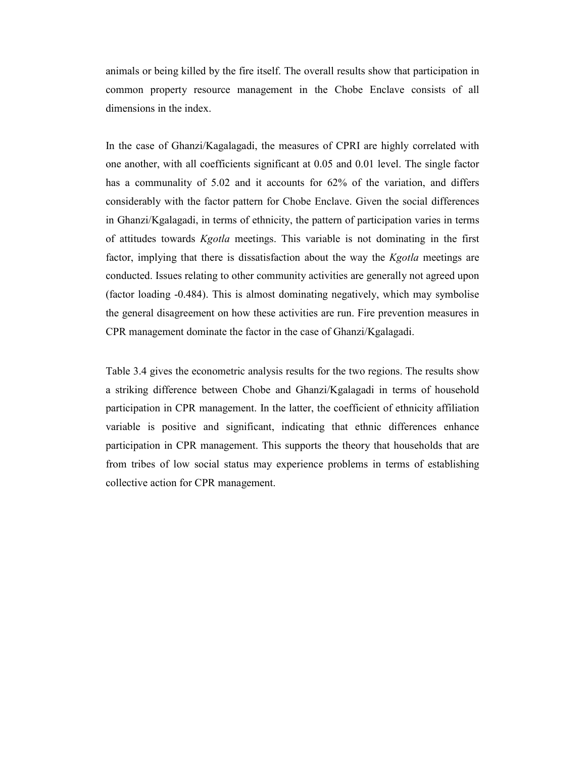animals or being killed by the fire itself. The overall results show that participation in common property resource management in the Chobe Enclave consists of all dimensions in the index.

In the case of Ghanzi/Kagalagadi, the measures of CPRI are highly correlated with one another, with all coefficients significant at 0.05 and 0.01 level. The single factor has a communality of 5.02 and it accounts for 62% of the variation, and differs considerably with the factor pattern for Chobe Enclave. Given the social differences in Ghanzi/Kgalagadi, in terms of ethnicity, the pattern of participation varies in terms of attitudes towards *Kgotla* meetings. This variable is not dominating in the first factor, implying that there is dissatisfaction about the way the *Kgotla* meetings are conducted. Issues relating to other community activities are generally not agreed upon (factor loading -0.484). This is almost dominating negatively, which may symbolise the general disagreement on how these activities are run. Fire prevention measures in CPR management dominate the factor in the case of Ghanzi/Kgalagadi.

Table 3.4 gives the econometric analysis results for the two regions. The results show a striking difference between Chobe and Ghanzi/Kgalagadi in terms of household participation in CPR management. In the latter, the coefficient of ethnicity affiliation variable is positive and significant, indicating that ethnic differences enhance participation in CPR management. This supports the theory that households that are from tribes of low social status may experience problems in terms of establishing collective action for CPR management.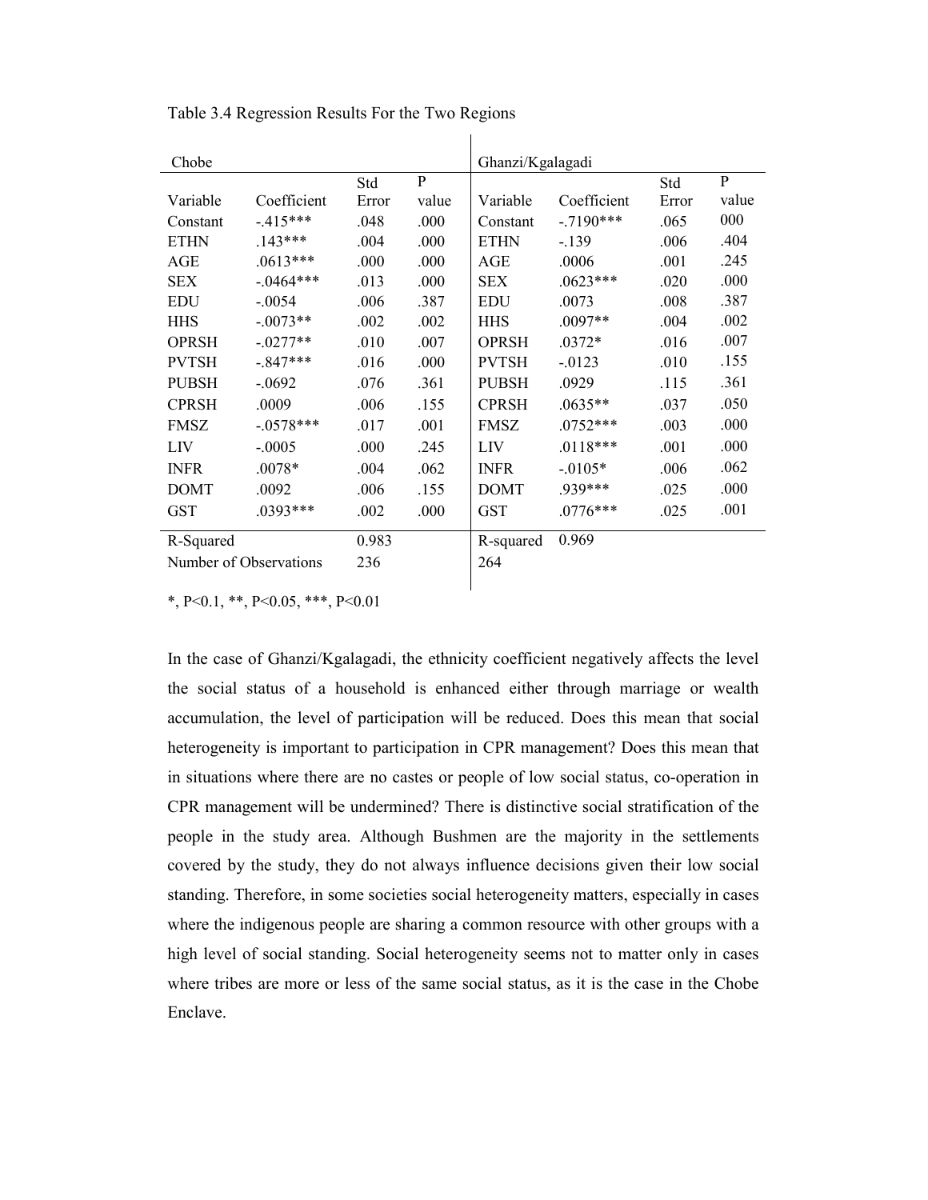Table 3.4 Regression Results For the Two Regions

| Chobe | | | | Ghanzi/Kgalagadi | | | |
|---|---|---|---|---|---|---|---|
| Variable | Coefficient | Std Error | P value | Variable | Coefficient | Std Error | P value |
| Constant | -.415*** | .048 | .000 | Constant | -.7190*** | .065 | 000 |
| ETHN | .143*** | .004 | .000 | ETHN | -.139 | .006 | .404 |
| AGE | .0613*** | .000 | .000 | AGE | .0006 | .001 | .245 |
| SEX | -.0464*** | .013 | .000 | SEX | .0623*** | .020 | .000 |
| EDU | -.0054 | .006 | .387 | EDU | .0073 | .008 | .387 |
| HHS | -.0073** | .002 | .002 | HHS | .0097** | .004 | .002 |
| OPRSH | -.0277** | .010 | .007 | OPRSH | .0372* | .016 | .007 |
| PVTSH | -.847*** | .016 | .000 | PVTSH | -.0123 | .010 | .155 |
| PUBSH | -.0692 | .076 | .361 | PUBSH | .0929 | .115 | .361 |
| CPRSH | .0009 | .006 | .155 | CPRSH | .0635** | .037 | .050 |
| FMSZ | -.0578*** | .017 | .001 | FMSZ | .0752*** | .003 | .000 |
| LIV | -.0005 | .000 | .245 | LIV | .0118*** | .001 | .000 |
| INFR | .0078* | .004 | .062 | INFR | -.0105* | .006 | .062 |
| DOMT | .0092 | .006 | .155 | DOMT | .939*** | .025 | .000 |
| GST | .0393*** | .002 | .000 | GST | .0776*** | .025 | .001 |
| R-Squared | | 0.983 | | R-squared | 0.969 | | |
| Number of Observations | | 236 | | 264 | | | |

*, P<0.1, **, P<0.05, ***, P<0.01

In the case of Ghanzi/Kgalagadi, the ethnicity coefficient negatively affects the level the social status of a household is enhanced either through marriage or wealth accumulation, the level of participation will be reduced. Does this mean that social heterogeneity is important to participation in CPR management? Does this mean that in situations where there are no castes or people of low social status, co-operation in CPR management will be undermined? There is distinctive social stratification of the people in the study area. Although Bushmen are the majority in the settlements covered by the study, they do not always influence decisions given their low social standing. Therefore, in some societies social heterogeneity matters, especially in cases where the indigenous people are sharing a common resource with other groups with a high level of social standing. Social heterogeneity seems not to matter only in cases where tribes are more or less of the same social status, as it is the case in the Chobe Enclave.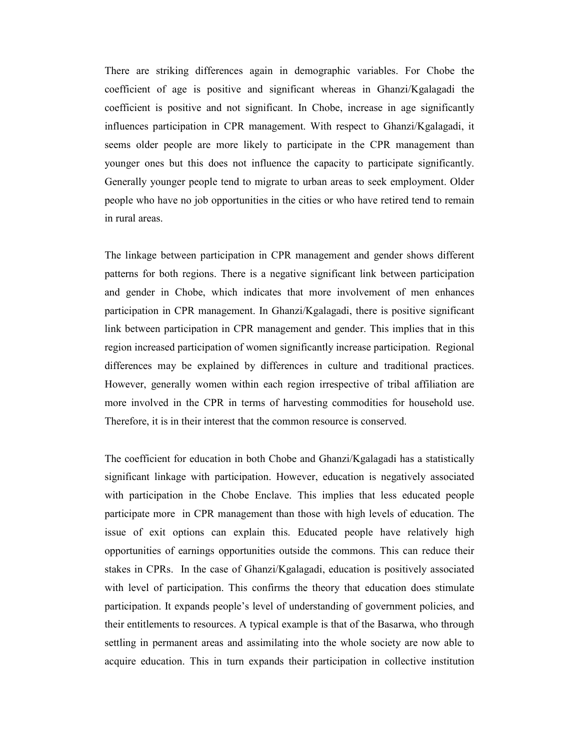There are striking differences again in demographic variables. For Chobe the coefficient of age is positive and significant whereas in Ghanzi/Kgalagadi the coefficient is positive and not significant. In Chobe, increase in age significantly influences participation in CPR management. With respect to Ghanzi/Kgalagadi, it seems older people are more likely to participate in the CPR management than younger ones but this does not influence the capacity to participate significantly. Generally younger people tend to migrate to urban areas to seek employment. Older people who have no job opportunities in the cities or who have retired tend to remain in rural areas.

The linkage between participation in CPR management and gender shows different patterns for both regions. There is a negative significant link between participation and gender in Chobe, which indicates that more involvement of men enhances participation in CPR management. In Ghanzi/Kgalagadi, there is positive significant link between participation in CPR management and gender. This implies that in this region increased participation of women significantly increase participation. Regional differences may be explained by differences in culture and traditional practices. However, generally women within each region irrespective of tribal affiliation are more involved in the CPR in terms of harvesting commodities for household use. Therefore, it is in their interest that the common resource is conserved.

The coefficient for education in both Chobe and Ghanzi/Kgalagadi has a statistically significant linkage with participation. However, education is negatively associated with participation in the Chobe Enclave. This implies that less educated people participate more in CPR management than those with high levels of education. The issue of exit options can explain this. Educated people have relatively high opportunities of earnings opportunities outside the commons. This can reduce their stakes in CPRs. In the case of Ghanzi/Kgalagadi, education is positively associated with level of participation. This confirms the theory that education does stimulate participation. It expands people's level of understanding of government policies, and their entitlements to resources. A typical example is that of the Basarwa, who through settling in permanent areas and assimilating into the whole society are now able to acquire education. This in turn expands their participation in collective institution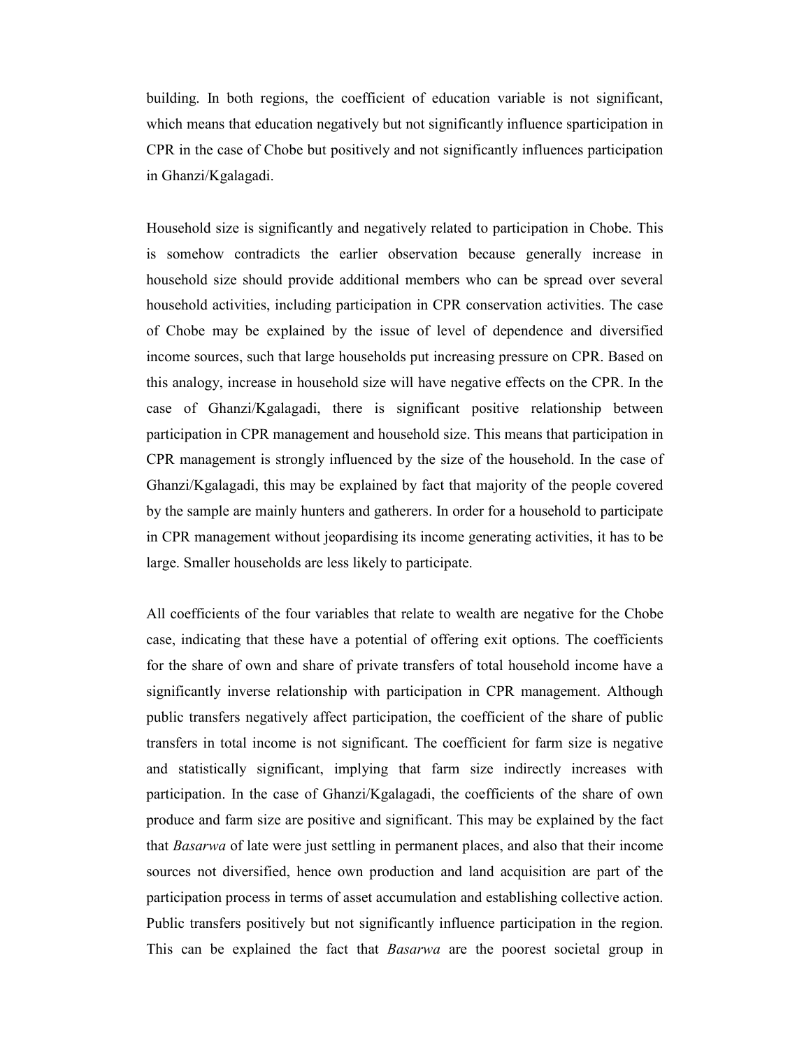building. In both regions, the coefficient of education variable is not significant, which means that education negatively but not significantly influence sparticipation in CPR in the case of Chobe but positively and not significantly influences participation in Ghanzi/Kgalagadi.

Household size is significantly and negatively related to participation in Chobe. This is somehow contradicts the earlier observation because generally increase in household size should provide additional members who can be spread over several household activities, including participation in CPR conservation activities. The case of Chobe may be explained by the issue of level of dependence and diversified income sources, such that large households put increasing pressure on CPR. Based on this analogy, increase in household size will have negative effects on the CPR. In the case of Ghanzi/Kgalagadi, there is significant positive relationship between participation in CPR management and household size. This means that participation in CPR management is strongly influenced by the size of the household. In the case of Ghanzi/Kgalagadi, this may be explained by fact that majority of the people covered by the sample are mainly hunters and gatherers. In order for a household to participate in CPR management without jeopardising its income generating activities, it has to be large. Smaller households are less likely to participate.

All coefficients of the four variables that relate to wealth are negative for the Chobe case, indicating that these have a potential of offering exit options. The coefficients for the share of own and share of private transfers of total household income have a significantly inverse relationship with participation in CPR management. Although public transfers negatively affect participation, the coefficient of the share of public transfers in total income is not significant. The coefficient for farm size is negative and statistically significant, implying that farm size indirectly increases with participation. In the case of Ghanzi/Kgalagadi, the coefficients of the share of own produce and farm size are positive and significant. This may be explained by the fact that *Basarwa* of late were just settling in permanent places, and also that their income sources not diversified, hence own production and land acquisition are part of the participation process in terms of asset accumulation and establishing collective action. Public transfers positively but not significantly influence participation in the region. This can be explained the fact that *Basarwa* are the poorest societal group in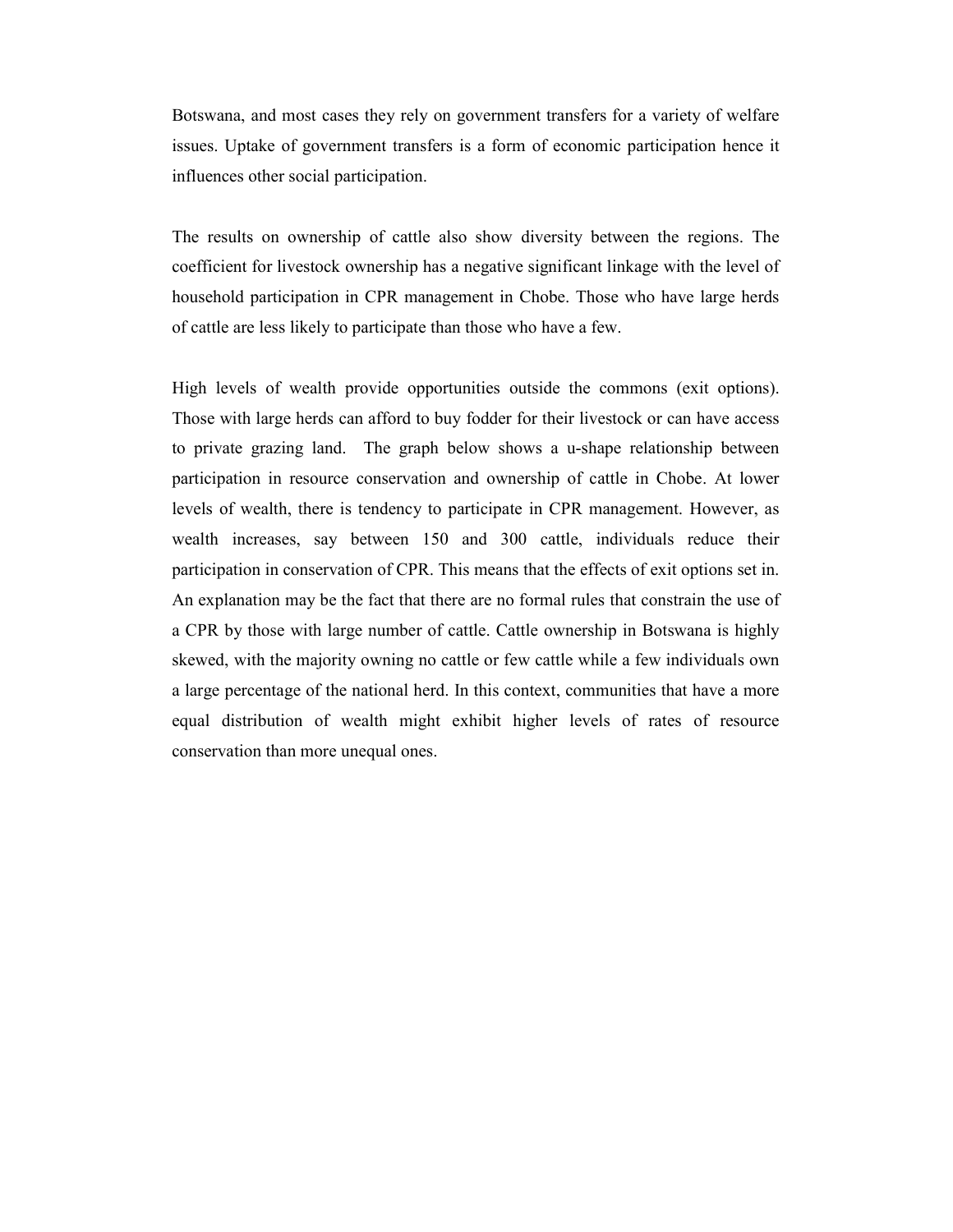Botswana, and most cases they rely on government transfers for a variety of welfare issues. Uptake of government transfers is a form of economic participation hence it influences other social participation.

The results on ownership of cattle also show diversity between the regions. The coefficient for livestock ownership has a negative significant linkage with the level of household participation in CPR management in Chobe. Those who have large herds of cattle are less likely to participate than those who have a few.

High levels of wealth provide opportunities outside the commons (exit options). Those with large herds can afford to buy fodder for their livestock or can have access to private grazing land. The graph below shows a u-shape relationship between participation in resource conservation and ownership of cattle in Chobe. At lower levels of wealth, there is tendency to participate in CPR management. However, as wealth increases, say between 150 and 300 cattle, individuals reduce their participation in conservation of CPR. This means that the effects of exit options set in. An explanation may be the fact that there are no formal rules that constrain the use of a CPR by those with large number of cattle. Cattle ownership in Botswana is highly skewed, with the majority owning no cattle or few cattle while a few individuals own a large percentage of the national herd. In this context, communities that have a more equal distribution of wealth might exhibit higher levels of rates of resource conservation than more unequal ones.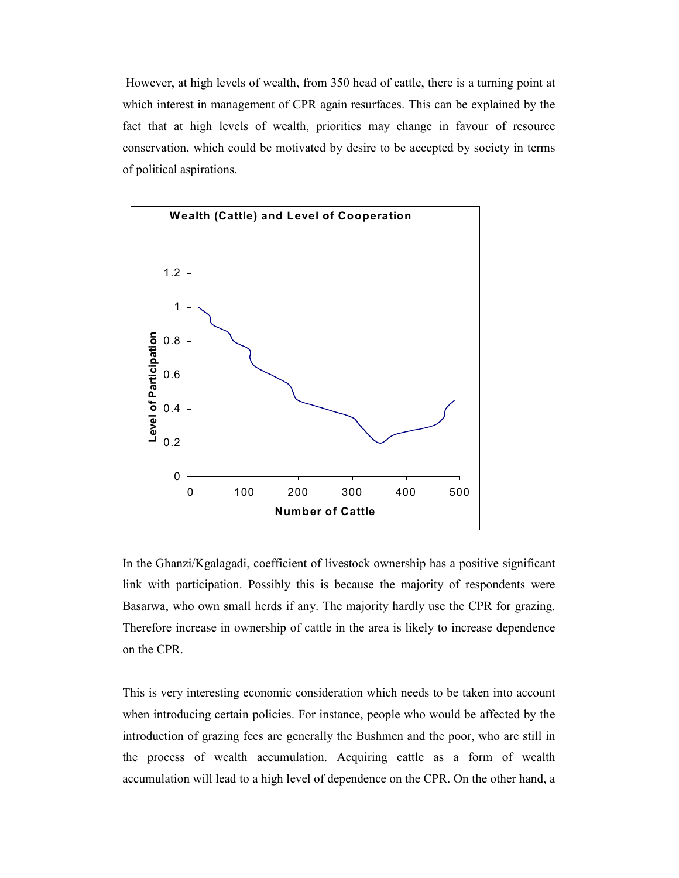However, at high levels of wealth, from 350 head of cattle, there is a turning point at which interest in management of CPR again resurfaces. This can be explained by the fact that at high levels of wealth, priorities may change in favour of resource conservation, which could be motivated by desire to be accepted by society in terms of political aspirations.

**Wealth (Cattle) and Level of Cooperation**

In the Ghanzi/Kgalagadi, coefficient of livestock ownership has a positive significant link with participation. Possibly this is because the majority of respondents were Basarwa, who own small herds if any. The majority hardly use the CPR for grazing. Therefore increase in ownership of cattle in the area is likely to increase dependence on the CPR.

This is very interesting economic consideration which needs to be taken into account when introducing certain policies. For instance, people who would be affected by the introduction of grazing fees are generally the Bushmen and the poor, who are still in the process of wealth accumulation. Acquiring cattle as a form of wealth accumulation will lead to a high level of dependence on the CPR. On the other hand, a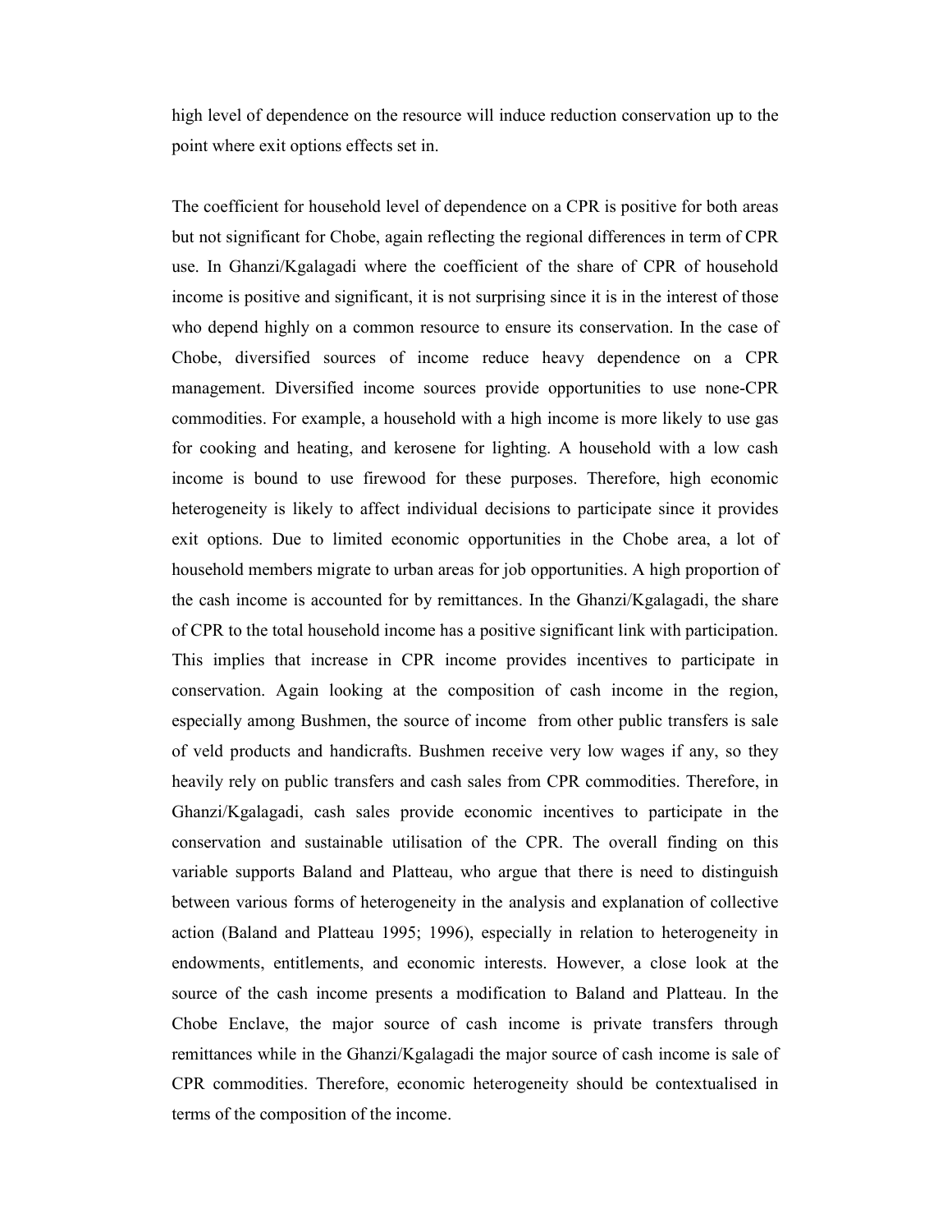high level of dependence on the resource will induce reduction conservation up to the point where exit options effects set in.

The coefficient for household level of dependence on a CPR is positive for both areas but not significant for Chobe, again reflecting the regional differences in term of CPR use. In Ghanzi/Kgalagadi where the coefficient of the share of CPR of household income is positive and significant, it is not surprising since it is in the interest of those who depend highly on a common resource to ensure its conservation. In the case of Chobe, diversified sources of income reduce heavy dependence on a CPR management. Diversified income sources provide opportunities to use none-CPR commodities. For example, a household with a high income is more likely to use gas for cooking and heating, and kerosene for lighting. A household with a low cash income is bound to use firewood for these purposes. Therefore, high economic heterogeneity is likely to affect individual decisions to participate since it provides exit options. Due to limited economic opportunities in the Chobe area, a lot of household members migrate to urban areas for job opportunities. A high proportion of the cash income is accounted for by remittances. In the Ghanzi/Kgalagadi, the share of CPR to the total household income has a positive significant link with participation. This implies that increase in CPR income provides incentives to participate in conservation. Again looking at the composition of cash income in the region, especially among Bushmen, the source of income from other public transfers is sale of veld products and handicrafts. Bushmen receive very low wages if any, so they heavily rely on public transfers and cash sales from CPR commodities. Therefore, in Ghanzi/Kgalagadi, cash sales provide economic incentives to participate in the conservation and sustainable utilisation of the CPR. The overall finding on this variable supports Baland and Platteau, who argue that there is need to distinguish between various forms of heterogeneity in the analysis and explanation of collective action (Baland and Platteau 1995; 1996), especially in relation to heterogeneity in endowments, entitlements, and economic interests. However, a close look at the source of the cash income presents a modification to Baland and Platteau. In the Chobe Enclave, the major source of cash income is private transfers through remittances while in the Ghanzi/Kgalagadi the major source of cash income is sale of CPR commodities. Therefore, economic heterogeneity should be contextualised in terms of the composition of the income.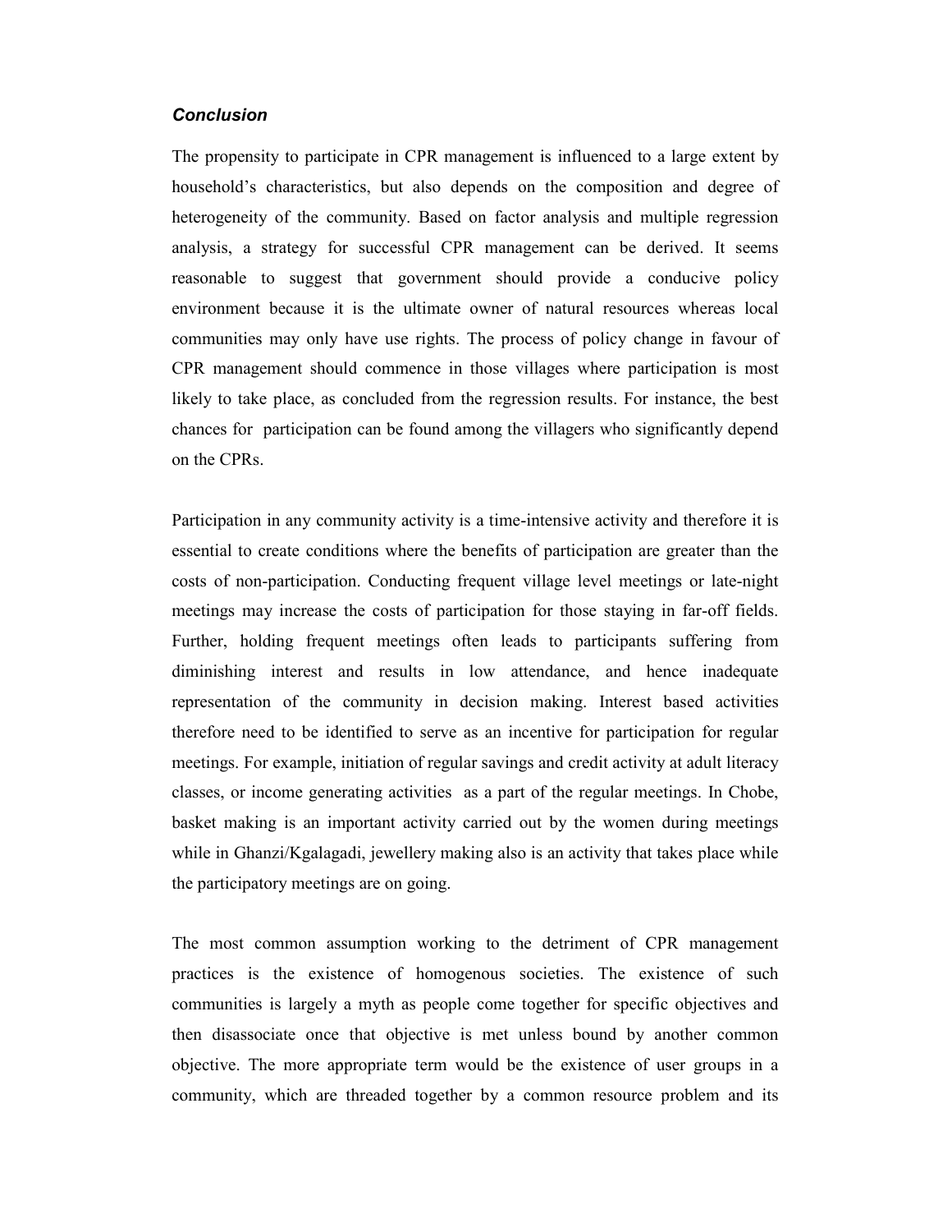### *Conclusion*

The propensity to participate in CPR management is influenced to a large extent by household's characteristics, but also depends on the composition and degree of heterogeneity of the community. Based on factor analysis and multiple regression analysis, a strategy for successful CPR management can be derived. It seems reasonable to suggest that government should provide a conducive policy environment because it is the ultimate owner of natural resources whereas local communities may only have use rights. The process of policy change in favour of CPR management should commence in those villages where participation is most likely to take place, as concluded from the regression results. For instance, the best chances for participation can be found among the villagers who significantly depend on the CPRs.

Participation in any community activity is a time-intensive activity and therefore it is essential to create conditions where the benefits of participation are greater than the costs of non-participation. Conducting frequent village level meetings or late-night meetings may increase the costs of participation for those staying in far-off fields. Further, holding frequent meetings often leads to participants suffering from diminishing interest and results in low attendance, and hence inadequate representation of the community in decision making. Interest based activities therefore need to be identified to serve as an incentive for participation for regular meetings. For example, initiation of regular savings and credit activity at adult literacy classes, or income generating activities as a part of the regular meetings. In Chobe, basket making is an important activity carried out by the women during meetings while in Ghanzi/Kgalagadi, jewellery making also is an activity that takes place while the participatory meetings are on going.

The most common assumption working to the detriment of CPR management practices is the existence of homogenous societies. The existence of such communities is largely a myth as people come together for specific objectives and then disassociate once that objective is met unless bound by another common objective. The more appropriate term would be the existence of user groups in a community, which are threaded together by a common resource problem and its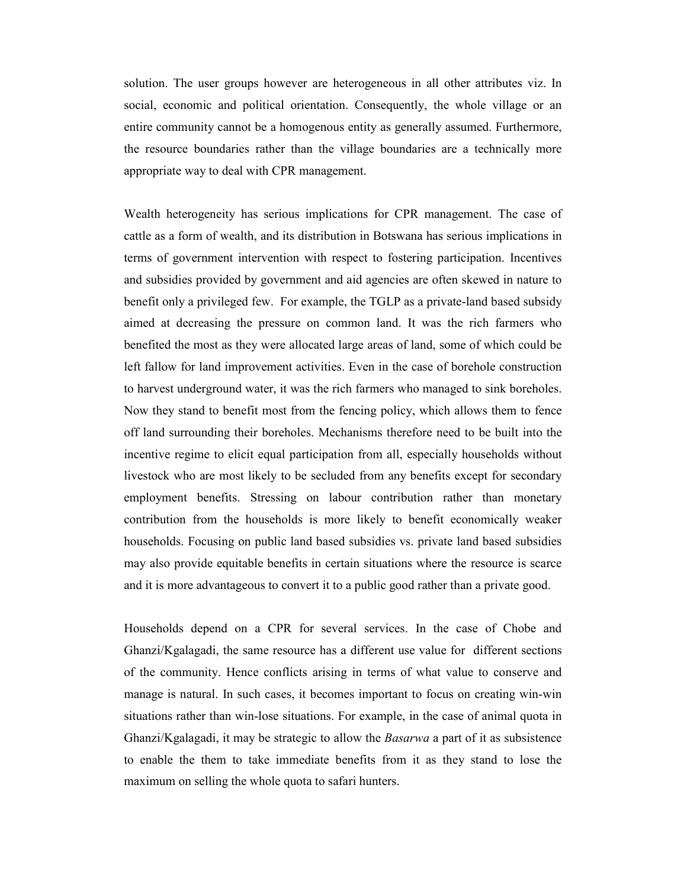solution. The user groups however are heterogeneous in all other attributes viz. In social, economic and political orientation. Consequently, the whole village or an entire community cannot be a homogenous entity as generally assumed. Furthermore, the resource boundaries rather than the village boundaries are a technically more appropriate way to deal with CPR management.

Wealth heterogeneity has serious implications for CPR management. The case of cattle as a form of wealth, and its distribution in Botswana has serious implications in terms of government intervention with respect to fostering participation. Incentives and subsidies provided by government and aid agencies are often skewed in nature to benefit only a privileged few. For example, the TGLP as a private-land based subsidy aimed at decreasing the pressure on common land. It was the rich farmers who benefited the most as they were allocated large areas of land, some of which could be left fallow for land improvement activities. Even in the case of borehole construction to harvest underground water, it was the rich farmers who managed to sink boreholes. Now they stand to benefit most from the fencing policy, which allows them to fence off land surrounding their boreholes. Mechanisms therefore need to be built into the incentive regime to elicit equal participation from all, especially households without livestock who are most likely to be secluded from any benefits except for secondary employment benefits. Stressing on labour contribution rather than monetary contribution from the households is more likely to benefit economically weaker households. Focusing on public land based subsidies vs. private land based subsidies may also provide equitable benefits in certain situations where the resource is scarce and it is more advantageous to convert it to a public good rather than a private good.

Households depend on a CPR for several services. In the case of Chobe and Ghanzi/Kgalagadi, the same resource has a different use value for different sections of the community. Hence conflicts arising in terms of what value to conserve and manage is natural. In such cases, it becomes important to focus on creating win-win situations rather than win-lose situations. For example, in the case of animal quota in Ghanzi/Kgalagadi, it may be strategic to allow the *Basarwa* a part of it as subsistence to enable the them to take immediate benefits from it as they stand to lose the maximum on selling the whole quota to safari hunters.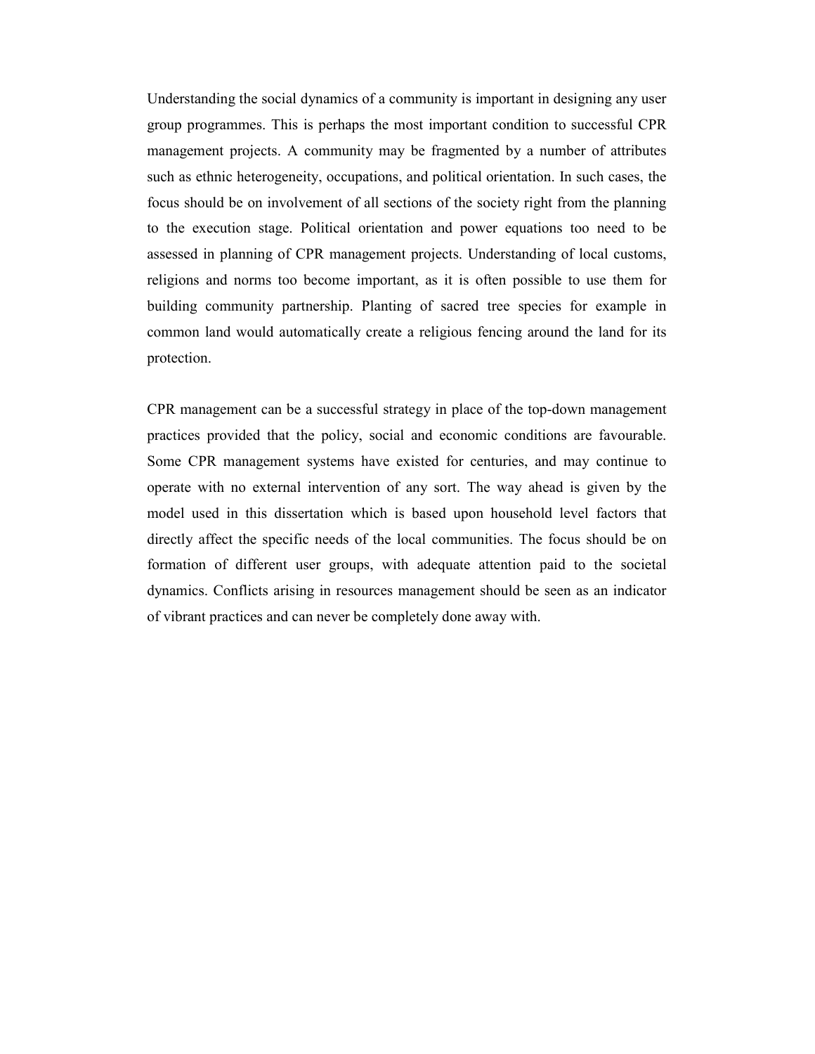Understanding the social dynamics of a community is important in designing any user group programmes. This is perhaps the most important condition to successful CPR management projects. A community may be fragmented by a number of attributes such as ethnic heterogeneity, occupations, and political orientation. In such cases, the focus should be on involvement of all sections of the society right from the planning to the execution stage. Political orientation and power equations too need to be assessed in planning of CPR management projects. Understanding of local customs, religions and norms too become important, as it is often possible to use them for building community partnership. Planting of sacred tree species for example in common land would automatically create a religious fencing around the land for its protection.

CPR management can be a successful strategy in place of the top-down management practices provided that the policy, social and economic conditions are favourable. Some CPR management systems have existed for centuries, and may continue to operate with no external intervention of any sort. The way ahead is given by the model used in this dissertation which is based upon household level factors that directly affect the specific needs of the local communities. The focus should be on formation of different user groups, with adequate attention paid to the societal dynamics. Conflicts arising in resources management should be seen as an indicator of vibrant practices and can never be completely done away with.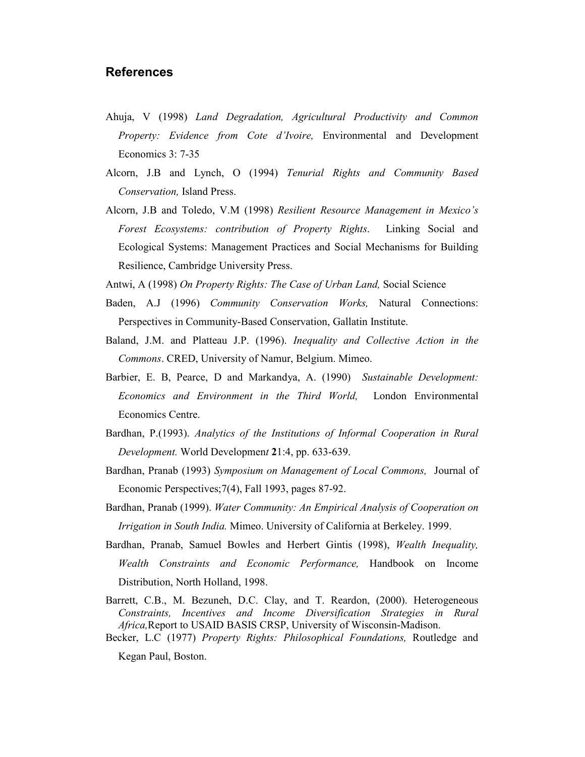## References

Ahuja, V (1998) *Land Degradation, Agricultural Productivity and Common Property: Evidence from Cote d'Ivoire,* Environmental and Development Economics 3: 7-35

Alcorn, J.B and Lynch, O (1994) *Tenurial Rights and Community Based Conservation,* Island Press.

Alcorn, J.B and Toledo, V.M (1998) *Resilient Resource Management in Mexico's Forest Ecosystems: contribution of Property Rights*. Linking Social and Ecological Systems: Management Practices and Social Mechanisms for Building Resilience, Cambridge University Press.

Antwi, A (1998) *On Property Rights: The Case of Urban Land,* Social Science

Baden, A.J (1996) *Community Conservation Works,* Natural Connections: Perspectives in Community-Based Conservation, Gallatin Institute.

Baland, J.M. and Platteau J.P. (1996). *Inequality and Collective Action in the Commons*. CRED, University of Namur, Belgium. Mimeo.

Barbier, E. B, Pearce, D and Markandya, A. (1990) *Sustainable Development: Economics and Environment in the Third World,* London Environmental Economics Centre.

Bardhan, P.(1993). *Analytics of the Institutions of Informal Cooperation in Rural Development.* World Development **2**1:4, pp. 633-639.

Bardhan, Pranab (1993) *Symposium on Management of Local Commons,* Journal of Economic Perspectives;7(4), Fall 1993, pages 87-92.

Bardhan, Pranab (1999). *Water Community: An Empirical Analysis of Cooperation on Irrigation in South India.* Mimeo. University of California at Berkeley. 1999.

Bardhan, Pranab, Samuel Bowles and Herbert Gintis (1998), *Wealth Inequality, Wealth Constraints and Economic Performance,* Handbook on Income Distribution, North Holland, 1998.

Barrett, C.B., M. Bezuneh, D.C. Clay, and T. Reardon, (2000). Heterogeneous *Constraints, Incentives and Income Diversification Strategies in Rural Africa,*Report to USAID BASIS CRSP, University of Wisconsin-Madison.

Becker, L.C (1977) *Property Rights: Philosophical Foundations,* Routledge and Kegan Paul, Boston.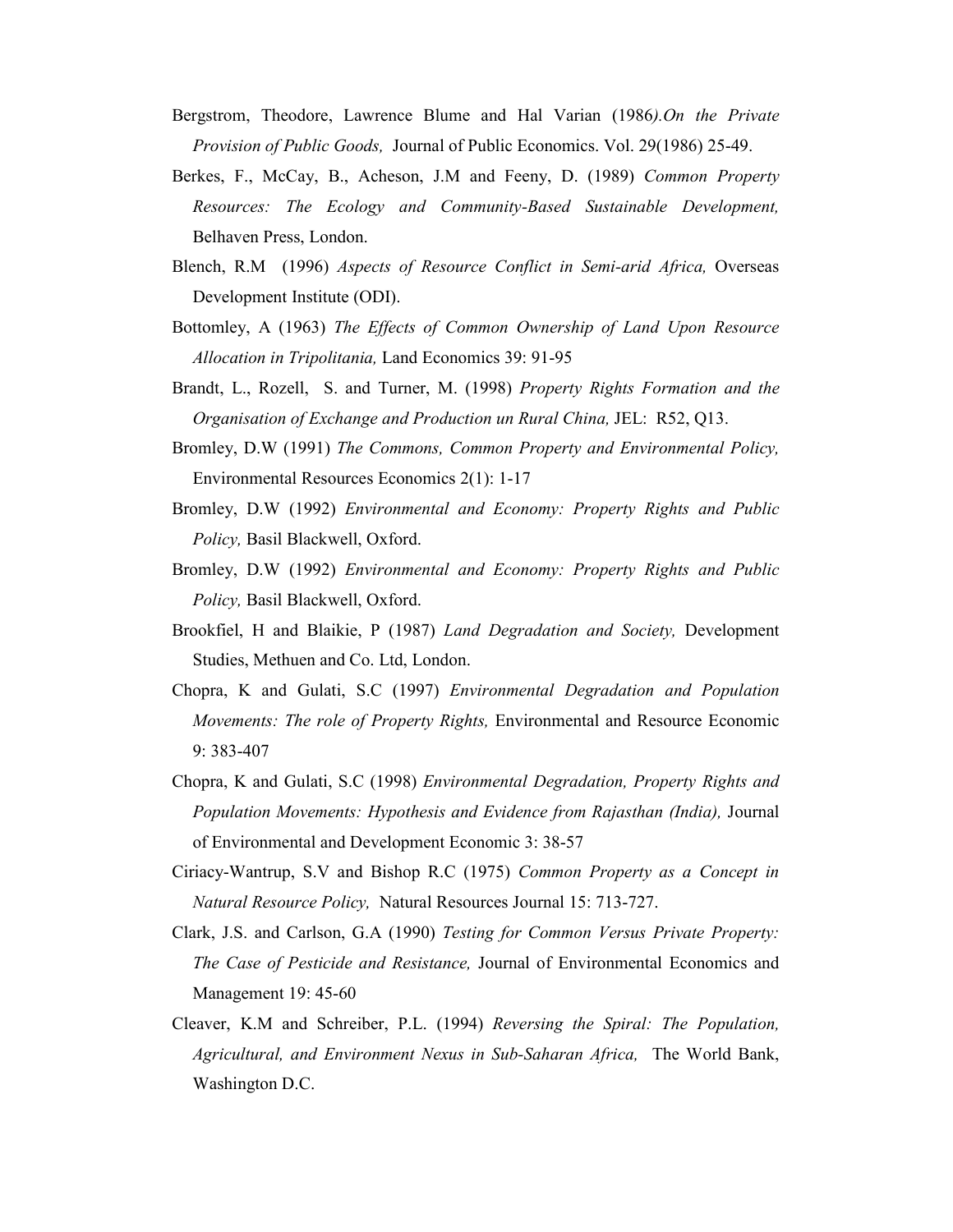Bergstrom, Theodore, Lawrence Blume and Hal Varian (1986*).On the Private Provision of Public Goods,* Journal of Public Economics. Vol. 29(1986) 25-49.

Berkes, F., McCay, B., Acheson, J.M and Feeny, D. (1989) *Common Property Resources: The Ecology and Community-Based Sustainable Development,* Belhaven Press, London.

Blench, R.M (1996) *Aspects of Resource Conflict in Semi-arid Africa,* Overseas Development Institute (ODI).

Bottomley, A (1963) *The Effects of Common Ownership of Land Upon Resource Allocation in Tripolitania,* Land Economics 39: 91-95

Brandt, L., Rozell, S. and Turner, M. (1998) *Property Rights Formation and the Organisation of Exchange and Production un Rural China,* JEL: R52, Q13.

Bromley, D.W (1991) *The Commons, Common Property and Environmental Policy,* Environmental Resources Economics 2(1): 1-17

Bromley, D.W (1992) *Environmental and Economy: Property Rights and Public Policy,* Basil Blackwell, Oxford.

Bromley, D.W (1992) *Environmental and Economy: Property Rights and Public Policy,* Basil Blackwell, Oxford.

Brookfiel, H and Blaikie, P (1987) *Land Degradation and Society,* Development Studies, Methuen and Co. Ltd, London.

Chopra, K and Gulati, S.C (1997) *Environmental Degradation and Population Movements: The role of Property Rights,* Environmental and Resource Economic 9: 383-407

Chopra, K and Gulati, S.C (1998) *Environmental Degradation, Property Rights and Population Movements: Hypothesis and Evidence from Rajasthan (India),* Journal of Environmental and Development Economic 3: 38-57

Ciriacy-Wantrup, S.V and Bishop R.C (1975) *Common Property as a Concept in Natural Resource Policy,* Natural Resources Journal 15: 713-727.

Clark, J.S. and Carlson, G.A (1990) *Testing for Common Versus Private Property: The Case of Pesticide and Resistance,* Journal of Environmental Economics and Management 19: 45-60

Cleaver, K.M and Schreiber, P.L. (1994) *Reversing the Spiral: The Population, Agricultural, and Environment Nexus in Sub-Saharan Africa,* The World Bank, Washington D.C.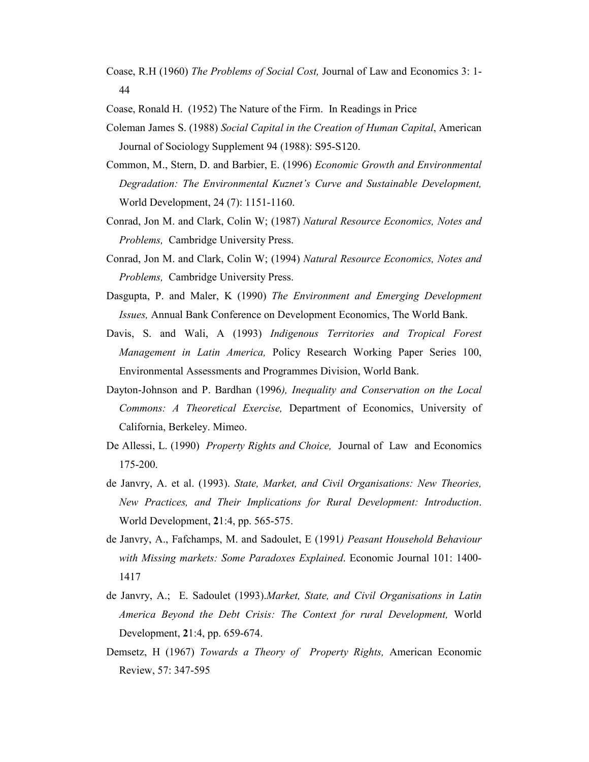Coase, R.H (1960) *The Problems of Social Cost,* Journal of Law and Economics 3: 1-44

Coase, Ronald H. (1952) The Nature of the Firm. In Readings in Price

Coleman James S. (1988) *Social Capital in the Creation of Human Capital*, American Journal of Sociology Supplement 94 (1988): S95-S120.

Common, M., Stern, D. and Barbier, E. (1996) *Economic Growth and Environmental Degradation: The Environmental Kuznet's Curve and Sustainable Development,* World Development, 24 (7): 1151-1160.

Conrad, Jon M. and Clark, Colin W; (1987) *Natural Resource Economics, Notes and Problems,* Cambridge University Press.

Conrad, Jon M. and Clark, Colin W; (1994) *Natural Resource Economics, Notes and Problems,* Cambridge University Press.

Dasgupta, P. and Maler, K (1990) *The Environment and Emerging Development Issues,* Annual Bank Conference on Development Economics, The World Bank.

Davis, S. and Wali, A (1993) *Indigenous Territories and Tropical Forest Management in Latin America,* Policy Research Working Paper Series 100, Environmental Assessments and Programmes Division, World Bank.

Dayton-Johnson and P. Bardhan (1996*), Inequality and Conservation on the Local Commons: A Theoretical Exercise,* Department of Economics, University of California, Berkeley. Mimeo.

De Allessi, L. (1990) *Property Rights and Choice,* Journal of Law and Economics 175-200.

de Janvry, A. et al. (1993). *State, Market, and Civil Organisations: New Theories, New Practices, and Their Implications for Rural Development: Introduction*. World Development, **2**1:4, pp. 565-575.

de Janvry, A., Fafchamps, M. and Sadoulet, E (1991*) Peasant Household Behaviour with Missing markets: Some Paradoxes Explained*. Economic Journal 101: 1400-1417

de Janvry, A.; E. Sadoulet (1993).*Market, State, and Civil Organisations in Latin America Beyond the Debt Crisis: The Context for rural Development,* World Development, **2**1:4, pp. 659-674.

Demsetz, H (1967) *Towards a Theory of Property Rights,* American Economic Review, 57: 347-595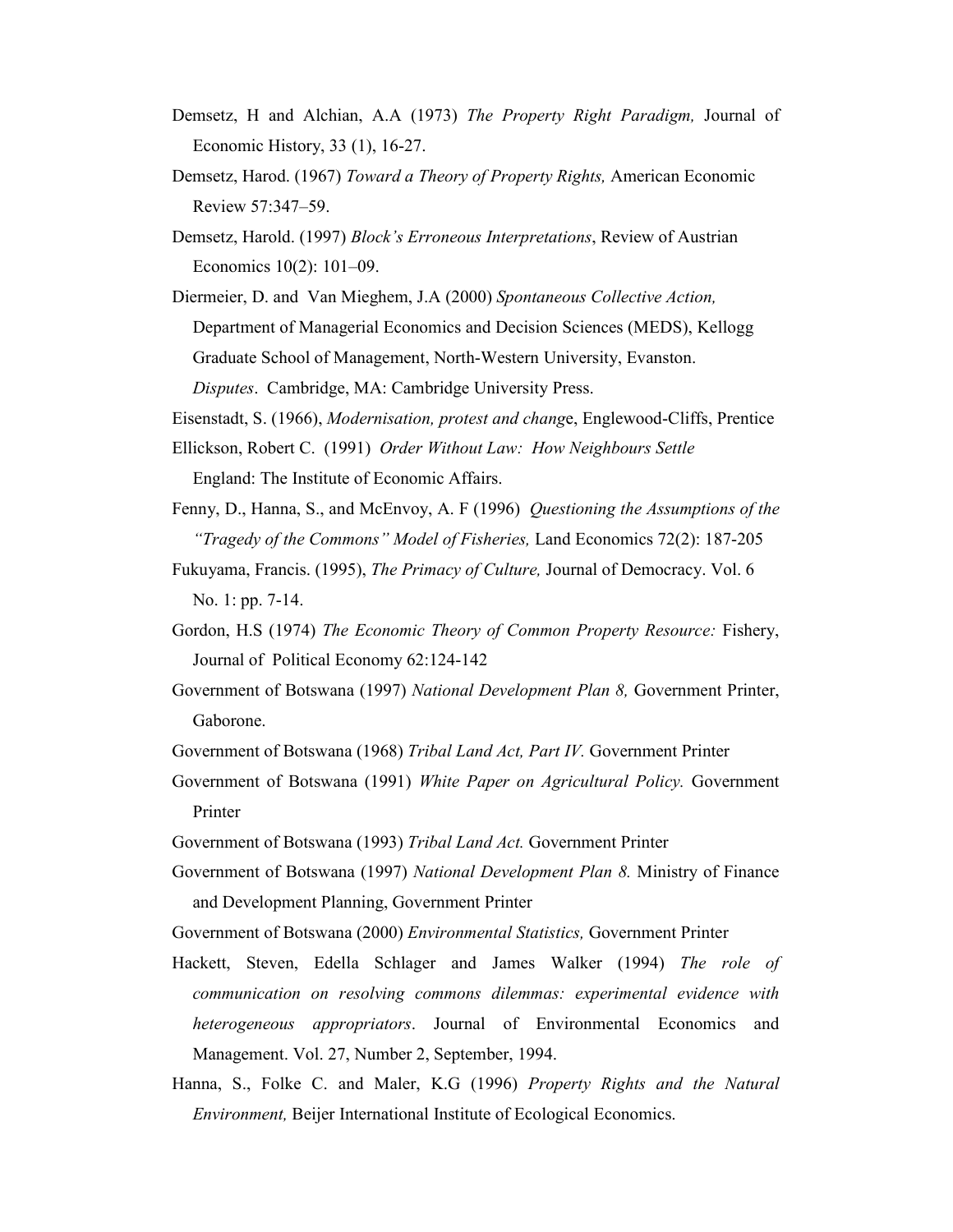Demsetz, H and Alchian, A.A (1973) *The Property Right Paradigm,* Journal of Economic History, 33 (1), 16-27.

Demsetz, Harod. (1967) *Toward a Theory of Property Rights,* American Economic Review 57:347–59.

Demsetz, Harold. (1997) *Block's Erroneous Interpretations*, Review of Austrian Economics 10(2): 101–09.

Diermeier, D. and Van Mieghem, J.A (2000) *Spontaneous Collective Action,* Department of Managerial Economics and Decision Sciences (MEDS), Kellogg Graduate School of Management, North-Western University, Evanston. *Disputes*. Cambridge, MA: Cambridge University Press.

Eisenstadt, S. (1966), *Modernisation, protest and chang*e, Englewood-Cliffs, Prentice

Ellickson, Robert C. (1991) *Order Without Law: How Neighbours Settle* England: The Institute of Economic Affairs.

Fenny, D., Hanna, S., and McEnvoy, A. F (1996) *Questioning the Assumptions of the "Tragedy of the Commons" Model of Fisheries,* Land Economics 72(2): 187-205

Fukuyama, Francis. (1995), *The Primacy of Culture,* Journal of Democracy. Vol. 6 No. 1: pp. 7-14.

Gordon, H.S (1974) *The Economic Theory of Common Property Resource:* Fishery, Journal of Political Economy 62:124-142

Government of Botswana (1997) *National Development Plan 8,* Government Printer, Gaborone.

Government of Botswana (1968) *Tribal Land Act, Part IV.* Government Printer

Government of Botswana (1991) *White Paper on Agricultural Policy.* Government Printer

Government of Botswana (1993) *Tribal Land Act.* Government Printer

Government of Botswana (1997) *National Development Plan 8.* Ministry of Finance and Development Planning, Government Printer

Government of Botswana (2000) *Environmental Statistics,* Government Printer

Hackett, Steven, Edella Schlager and James Walker (1994) *The role of communication on resolving commons dilemmas: experimental evidence with heterogeneous appropriators*. Journal of Environmental Economics and Management. Vol. 27, Number 2, September, 1994.

Hanna, S., Folke C. and Maler, K.G (1996) *Property Rights and the Natural Environment,* Beijer International Institute of Ecological Economics.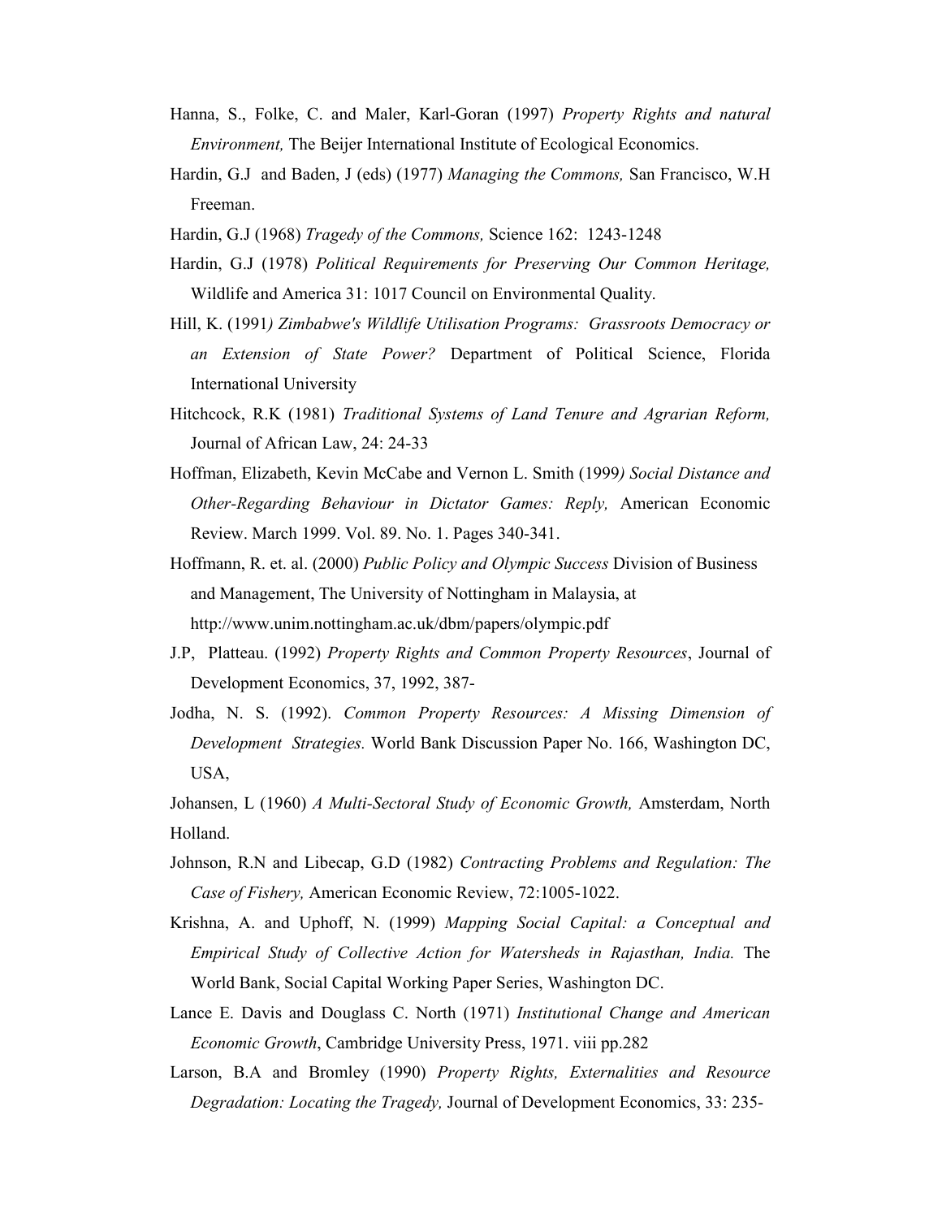Hanna, S., Folke, C. and Maler, Karl-Goran (1997) *Property Rights and natural Environment,* The Beijer International Institute of Ecological Economics.

Hardin, G.J and Baden, J (eds) (1977) *Managing the Commons,* San Francisco, W.H Freeman.

Hardin, G.J (1968) *Tragedy of the Commons,* Science 162: 1243-1248

Hardin, G.J (1978) *Political Requirements for Preserving Our Common Heritage,* Wildlife and America 31: 1017 Council on Environmental Quality.

Hill, K. (1991*) Zimbabwe's Wildlife Utilisation Programs: Grassroots Democracy or an Extension of State Power?* Department of Political Science, Florida International University

Hitchcock, R.K (1981) *Traditional Systems of Land Tenure and Agrarian Reform,* Journal of African Law, 24: 24-33

Hoffman, Elizabeth, Kevin McCabe and Vernon L. Smith (1999*) Social Distance and Other-Regarding Behaviour in Dictator Games: Reply,* American Economic Review. March 1999. Vol. 89. No. 1. Pages 340-341.

Hoffmann, R. et. al. (2000) *Public Policy and Olympic Success* Division of Business and Management, The University of Nottingham in Malaysia, at http://www.unim.nottingham.ac.uk/dbm/papers/olympic.pdf

J.P, Platteau. (1992) *Property Rights and Common Property Resources*, Journal of Development Economics, 37, 1992, 387-

Jodha, N. S. (1992). *Common Property Resources: A Missing Dimension of Development Strategies.* World Bank Discussion Paper No. 166, Washington DC, USA,

Johansen, L (1960) *A Multi-Sectoral Study of Economic Growth,* Amsterdam, North Holland.

Johnson, R.N and Libecap, G.D (1982) *Contracting Problems and Regulation: The Case of Fishery,* American Economic Review, 72:1005-1022.

Krishna, A. and Uphoff, N. (1999) *Mapping Social Capital: a Conceptual and Empirical Study of Collective Action for Watersheds in Rajasthan, India.* The World Bank, Social Capital Working Paper Series, Washington DC.

Lance E. Davis and Douglass C. North (1971) *Institutional Change and American Economic Growth*, Cambridge University Press, 1971. viii pp.282

Larson, B.A and Bromley (1990) *Property Rights, Externalities and Resource Degradation: Locating the Tragedy,* Journal of Development Economics, 33: 235-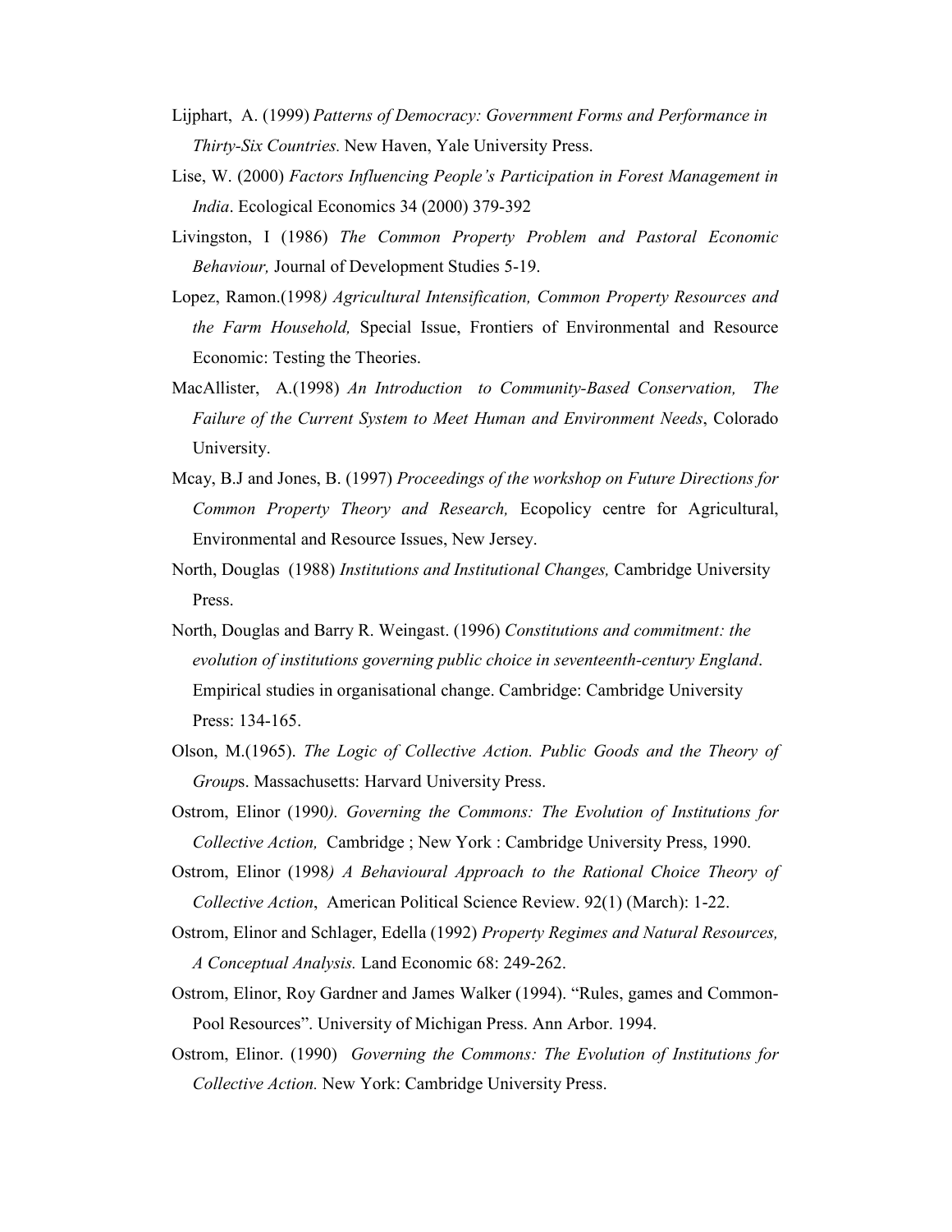Lijphart, A. (1999) *Patterns of Democracy: Government Forms and Performance in Thirty-Six Countries.* New Haven, Yale University Press.

Lise, W. (2000) *Factors Influencing People's Participation in Forest Management in India*. Ecological Economics 34 (2000) 379-392

Livingston, I (1986) *The Common Property Problem and Pastoral Economic Behaviour,* Journal of Development Studies 5-19.

Lopez, Ramon.(1998*) Agricultural Intensification, Common Property Resources and the Farm Household,* Special Issue, Frontiers of Environmental and Resource Economic: Testing the Theories.

MacAllister, A.(1998) *An Introduction to Community-Based Conservation, The Failure of the Current System to Meet Human and Environment Needs*, Colorado University.

Mcay, B.J and Jones, B. (1997) *Proceedings of the workshop on Future Directions for Common Property Theory and Research,* Ecopolicy centre for Agricultural, Environmental and Resource Issues, New Jersey.

North, Douglas (1988) *Institutions and Institutional Changes,* Cambridge University Press.

North, Douglas and Barry R. Weingast. (1996) *Constitutions and commitment: the evolution of institutions governing public choice in seventeenth-century England*. Empirical studies in organisational change. Cambridge: Cambridge University Press: 134-165.

Olson, M.(1965). *The Logic of Collective Action. Public Goods and the Theory of Group*s. Massachusetts: Harvard University Press.

Ostrom, Elinor (1990*). Governing the Commons: The Evolution of Institutions for Collective Action,* Cambridge ; New York : Cambridge University Press, 1990.

Ostrom, Elinor (1998*) A Behavioural Approach to the Rational Choice Theory of Collective Action*, American Political Science Review. 92(1) (March): 1-22.

Ostrom, Elinor and Schlager, Edella (1992) *Property Regimes and Natural Resources, A Conceptual Analysis.* Land Economic 68: 249-262.

Ostrom, Elinor, Roy Gardner and James Walker (1994). "Rules, games and Common-Pool Resources". University of Michigan Press. Ann Arbor. 1994.

Ostrom, Elinor. (1990) *Governing the Commons: The Evolution of Institutions for Collective Action.* New York: Cambridge University Press.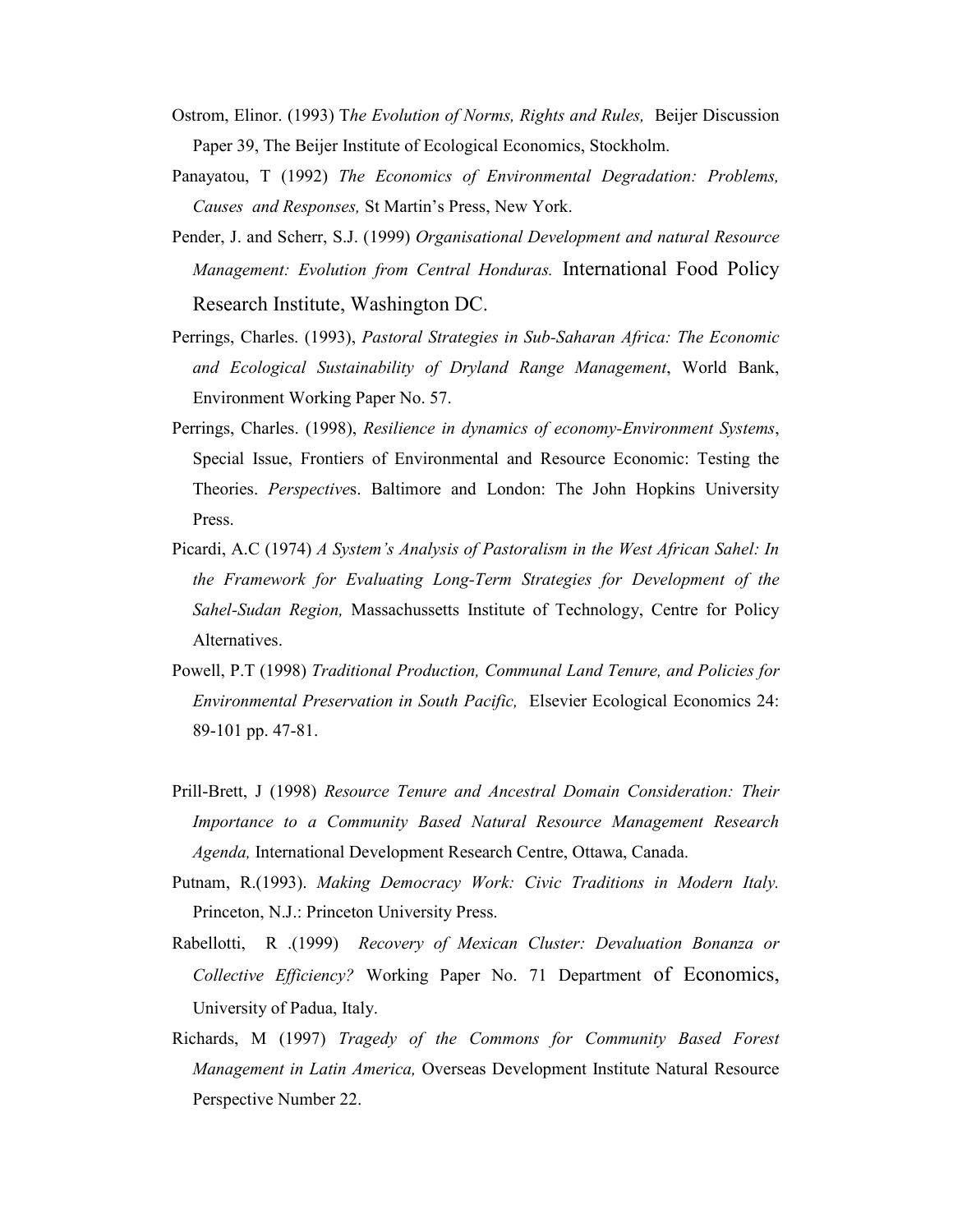Ostrom, Elinor. (1993) T*he Evolution of Norms, Rights and Rules,* Beijer Discussion Paper 39, The Beijer Institute of Ecological Economics, Stockholm.

Panayatou, T (1992) *The Economics of Environmental Degradation: Problems, Causes and Responses,* St Martin's Press, New York.

Pender, J. and Scherr, S.J. (1999) *Organisational Development and natural Resource Management: Evolution from Central Honduras.* International Food Policy Research Institute, Washington DC.

Perrings, Charles. (1993), *Pastoral Strategies in Sub-Saharan Africa: The Economic and Ecological Sustainability of Dryland Range Management*, World Bank, Environment Working Paper No. 57.

Perrings, Charles. (1998), *Resilience in dynamics of economy-Environment Systems*, Special Issue, Frontiers of Environmental and Resource Economic: Testing the Theories. *Perspective*s. Baltimore and London: The John Hopkins University Press.

Picardi, A.C (1974) *A System's Analysis of Pastoralism in the West African Sahel: In the Framework for Evaluating Long-Term Strategies for Development of the Sahel-Sudan Region,* Massachussetts Institute of Technology, Centre for Policy Alternatives.

Powell, P.T (1998) *Traditional Production, Communal Land Tenure, and Policies for Environmental Preservation in South Pacific,* Elsevier Ecological Economics 24: 89-101 pp. 47-81.

Prill-Brett, J (1998) *Resource Tenure and Ancestral Domain Consideration: Their Importance to a Community Based Natural Resource Management Research Agenda,* International Development Research Centre, Ottawa, Canada.

Putnam, R.(1993). *Making Democracy Work: Civic Traditions in Modern Italy.* Princeton, N.J.: Princeton University Press.

Rabellotti, R .(1999) *Recovery of Mexican Cluster: Devaluation Bonanza or Collective Efficiency?* Working Paper No. 71 Department of Economics, University of Padua, Italy.

Richards, M (1997) *Tragedy of the Commons for Community Based Forest Management in Latin America,* Overseas Development Institute Natural Resource Perspective Number 22.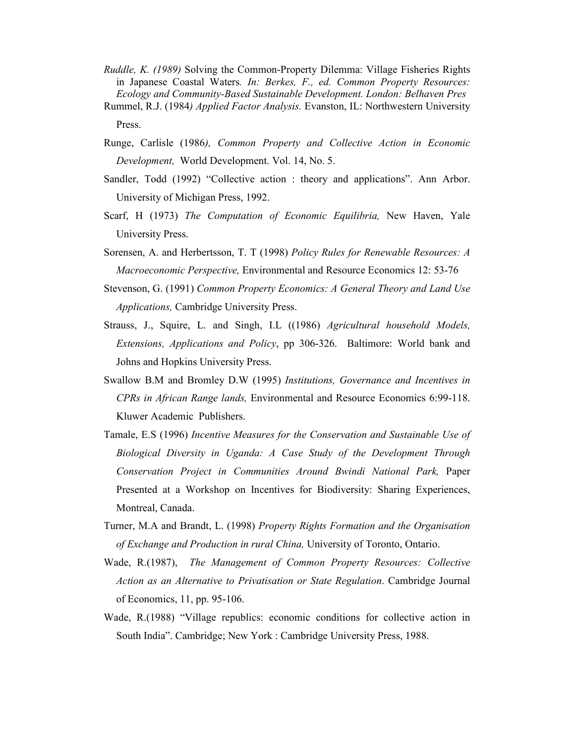*Ruddle, K. (1989)* Solving the Common-Property Dilemma: Village Fisheries Rights in Japanese Coastal Waters*. In: Berkes, F., ed. Common Property Resources: Ecology and Community-Based Sustainable Development. London: Belhaven Pres*

Rummel, R.J. (1984*) Applied Factor Analysis.* Evanston, IL: Northwestern University Press.

Runge, Carlisle (1986*), Common Property and Collective Action in Economic Development,* World Development. Vol. 14, No. 5.

Sandler, Todd (1992) "Collective action : theory and applications". Ann Arbor. University of Michigan Press, 1992.

Scarf, H (1973) *The Computation of Economic Equilibria,* New Haven, Yale University Press.

Sorensen, A. and Herbertsson, T. T (1998) *Policy Rules for Renewable Resources: A Macroeconomic Perspective,* Environmental and Resource Economics 12: 53-76

Stevenson, G. (1991) *Common Property Economics: A General Theory and Land Use Applications,* Cambridge University Press.

Strauss, J., Squire, L. and Singh, I.L ((1986) *Agricultural household Models, Extensions, Applications and Policy*, pp 306-326. Baltimore: World bank and Johns and Hopkins University Press.

Swallow B.M and Bromley D.W (1995) *Institutions, Governance and Incentives in CPRs in African Range lands,* Environmental and Resource Economics 6:99-118. Kluwer Academic Publishers.

Tamale, E.S (1996) *Incentive Measures for the Conservation and Sustainable Use of Biological Diversity in Uganda: A Case Study of the Development Through Conservation Project in Communities Around Bwindi National Park,* Paper Presented at a Workshop on Incentives for Biodiversity: Sharing Experiences, Montreal, Canada.

Turner, M.A and Brandt, L. (1998) *Property Rights Formation and the Organisation of Exchange and Production in rural China,* University of Toronto, Ontario.

Wade, R.(1987), *The Management of Common Property Resources: Collective Action as an Alternative to Privatisation or State Regulation*. Cambridge Journal of Economics, 11, pp. 95-106.

Wade, R.(1988) "Village republics: economic conditions for collective action in South India". Cambridge; New York : Cambridge University Press, 1988.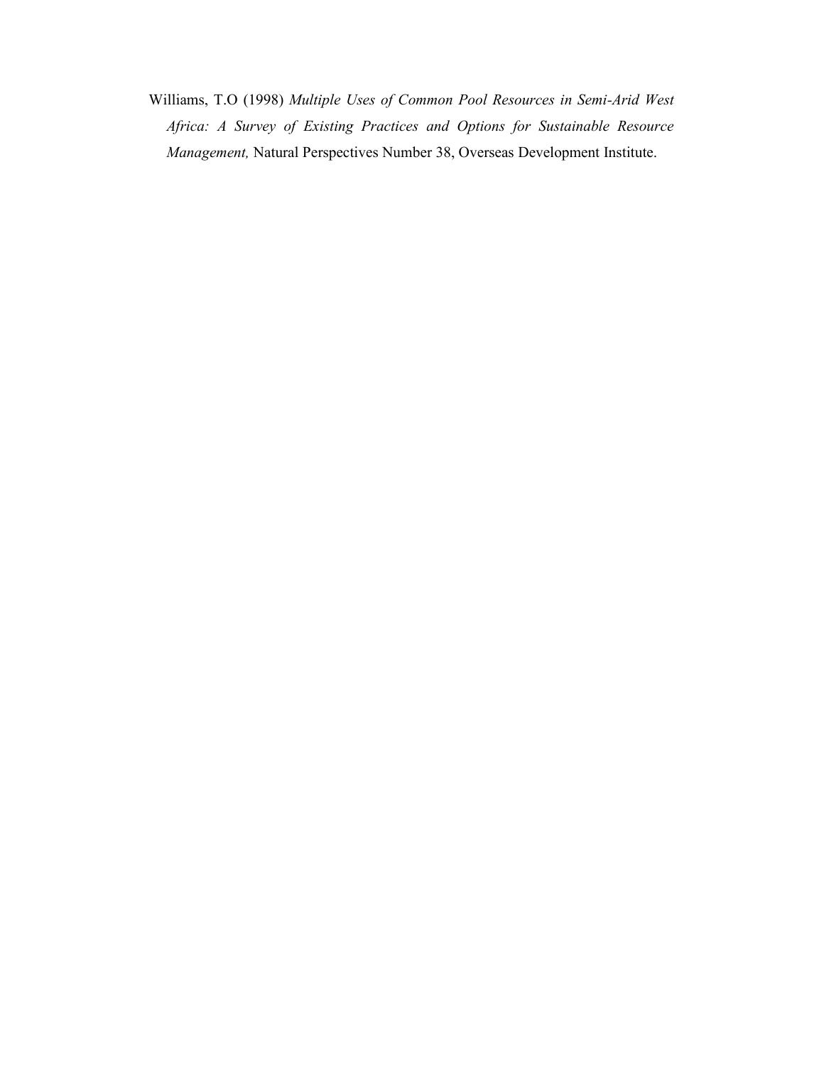Williams, T.O (1998) *Multiple Uses of Common Pool Resources in Semi-Arid West Africa: A Survey of Existing Practices and Options for Sustainable Resource Management,* Natural Perspectives Number 38, Overseas Development Institute.